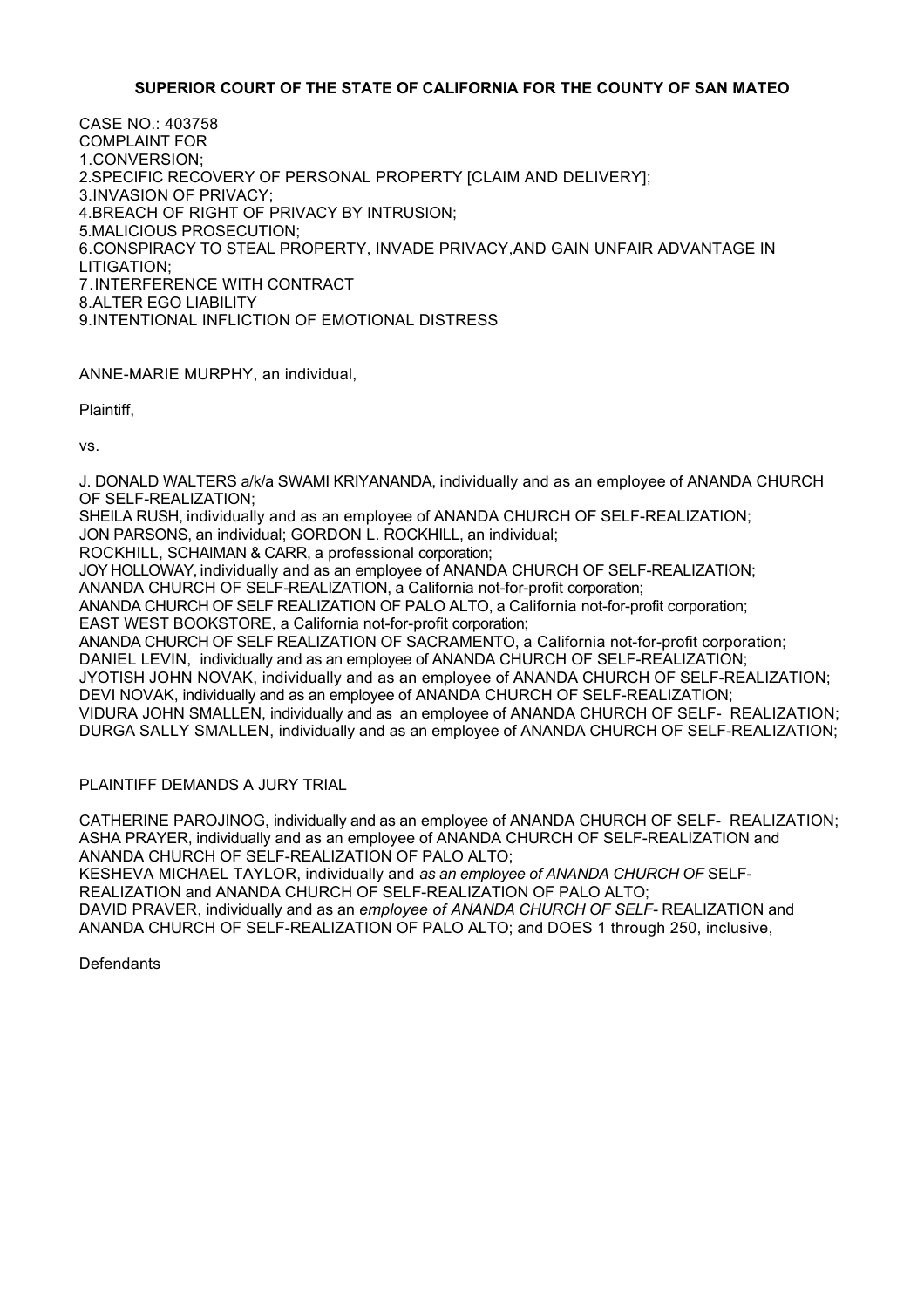**SUPERIOR COURT OF THE STATE OF CALIFORNIA FOR THE COUNTY OF SAN MATEO**

CASE NO.: 403758
COMPLAINT FOR
1.CONVERSION;
2.SPECIFIC RECOVERY OF PERSONAL PROPERTY [CLAIM AND DELIVERY];
3.INVASION OF PRIVACY;
4.BREACH OF RIGHT OF PRIVACY BY INTRUSION;
5.MALICIOUS PROSECUTION;
6.CONSPIRACY TO STEAL PROPERTY, INVADE PRIVACY,AND GAIN UNFAIR ADVANTAGE IN LITIGATION;
7.INTERFERENCE WITH CONTRACT
8.ALTER EGO LIABILITY
9.INTENTIONAL INFLICTION OF EMOTIONAL DISTRESS

ANNE-MARIE MURPHY, an individual,

Plaintiff,

vs.

J. DONALD WALTERS a/k/a SWAMI KRIYANANDA, individually and as an employee of ANANDA CHURCH OF SELF-REALIZATION;
SHEILA RUSH, individually and as an employee of ANANDA CHURCH OF SELF-REALIZATION;
JON PARSONS, an individual; GORDON L. ROCKHILL, an individual;
ROCKHILL, SCHAIMAN & CARR, a professional corporation;
JOY HOLLOWAY, individually and as an employee of ANANDA CHURCH OF SELF-REALIZATION;
ANANDA CHURCH OF SELF-REALIZATION, a California not-for-profit corporation;
ANANDA CHURCH OF SELF REALIZATION OF PALO ALTO, a California not-for-profit corporation;
EAST WEST BOOKSTORE, a California not-for-profit corporation;
ANANDA CHURCH OF SELF REALIZATION OF SACRAMENTO, a California not-for-profit corporation;
DANIEL LEVIN, individually and as an employee of ANANDA CHURCH OF SELF-REALIZATION;
JYOTISH JOHN NOVAK, individually and as an employee of ANANDA CHURCH OF SELF-REALIZATION;
DEVI NOVAK, individually and as an employee of ANANDA CHURCH OF SELF-REALIZATION;
VIDURA JOHN SMALLEN, individually and as an employee of ANANDA CHURCH OF SELF- REALIZATION;
DURGA SALLY SMALLEN, individually and as an employee of ANANDA CHURCH OF SELF-REALIZATION;

PLAINTIFF DEMANDS A JURY TRIAL

CATHERINE PAROJINOG, individually and as an employee of ANANDA CHURCH OF SELF- REALIZATION;
ASHA PRAYER, individually and as an employee of ANANDA CHURCH OF SELF-REALIZATION and ANANDA CHURCH OF SELF-REALIZATION OF PALO ALTO;
KESHEVA MICHAEL TAYLOR, individually and *as an employee of ANANDA CHURCH OF* SELF-REALIZATION and ANANDA CHURCH OF SELF-REALIZATION OF PALO ALTO;
DAVID PRAVER, individually and as an *employee of ANANDA CHURCH OF SELF-* REALIZATION and ANANDA CHURCH OF SELF-REALIZATION OF PALO ALTO; and DOES 1 through 250, inclusive,

Defendants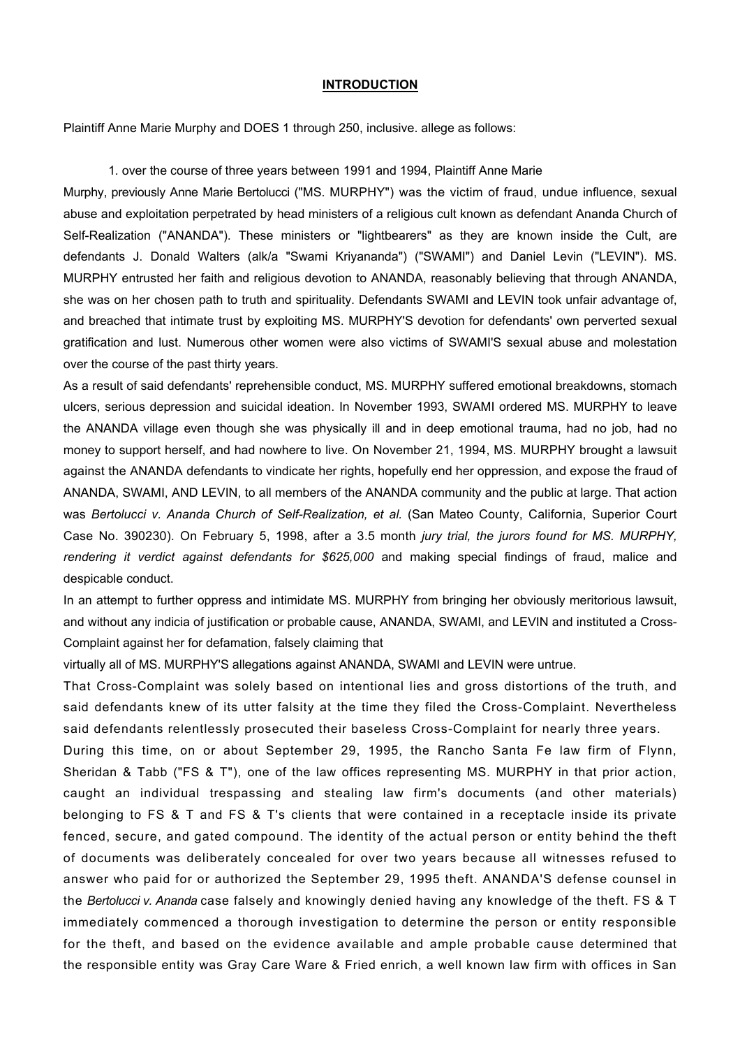## INTRODUCTION

Plaintiff Anne Marie Murphy and DOES 1 through 250, inclusive. allege as follows:

1. over the course of three years between 1991 and 1994, Plaintiff Anne Marie Murphy, previously Anne Marie Bertolucci ("MS. MURPHY") was the victim of fraud, undue influence, sexual abuse and exploitation perpetrated by head ministers of a religious cult known as defendant Ananda Church of Self-Realization ("ANANDA"). These ministers or "lightbearers" as they are known inside the Cult, are defendants J. Donald Walters (alk/a "Swami Kriyananda") ("SWAMI") and Daniel Levin ("LEVIN"). MS. MURPHY entrusted her faith and religious devotion to ANANDA, reasonably believing that through ANANDA, she was on her chosen path to truth and spirituality. Defendants SWAMI and LEVIN took unfair advantage of, and breached that intimate trust by exploiting MS. MURPHY'S devotion for defendants' own perverted sexual gratification and lust. Numerous other women were also victims of SWAMI'S sexual abuse and molestation over the course of the past thirty years.

As a result of said defendants' reprehensible conduct, MS. MURPHY suffered emotional breakdowns, stomach ulcers, serious depression and suicidal ideation. In November 1993, SWAMI ordered MS. MURPHY to leave the ANANDA village even though she was physically ill and in deep emotional trauma, had no job, had no money to support herself, and had nowhere to live. On November 21, 1994, MS. MURPHY brought a lawsuit against the ANANDA defendants to vindicate her rights, hopefully end her oppression, and expose the fraud of ANANDA, SWAMI, AND LEVIN, to all members of the ANANDA community and the public at large. That action was *Bertolucci v. Ananda Church of Self-Realization, et al.* (San Mateo County, California, Superior Court Case No. 390230). On February 5, 1998, after a 3.5 month *jury trial, the jurors found for MS. MURPHY, rendering it verdict against defendants for $625,000* and making special findings of fraud, malice and despicable conduct.

In an attempt to further oppress and intimidate MS. MURPHY from bringing her obviously meritorious lawsuit, and without any indicia of justification or probable cause, ANANDA, SWAMI, and LEVIN and instituted a Cross-Complaint against her for defamation, falsely claiming that virtually all of MS. MURPHY'S allegations against ANANDA, SWAMI and LEVIN were untrue.

That Cross-Complaint was solely based on intentional lies and gross distortions of the truth, and said defendants knew of its utter falsity at the time they filed the Cross-Complaint. Nevertheless said defendants relentlessly prosecuted their baseless Cross-Complaint for nearly three years.

During this time, on or about September 29, 1995, the Rancho Santa Fe law firm of Flynn, Sheridan & Tabb ("FS & T"), one of the law offices representing MS. MURPHY in that prior action, caught an individual trespassing and stealing law firm's documents (and other materials) belonging to FS & T and FS & T's clients that were contained in a receptacle inside its private fenced, secure, and gated compound. The identity of the actual person or entity behind the theft of documents was deliberately concealed for over two years because all witnesses refused to answer who paid for or authorized the September 29, 1995 theft. ANANDA'S defense counsel in the *Bertolucci v. Ananda* case falsely and knowingly denied having any knowledge of the theft. FS & T immediately commenced a thorough investigation to determine the person or entity responsible for the theft, and based on the evidence available and ample probable cause determined that the responsible entity was Gray Care Ware & Fried enrich, a well known law firm with offices in San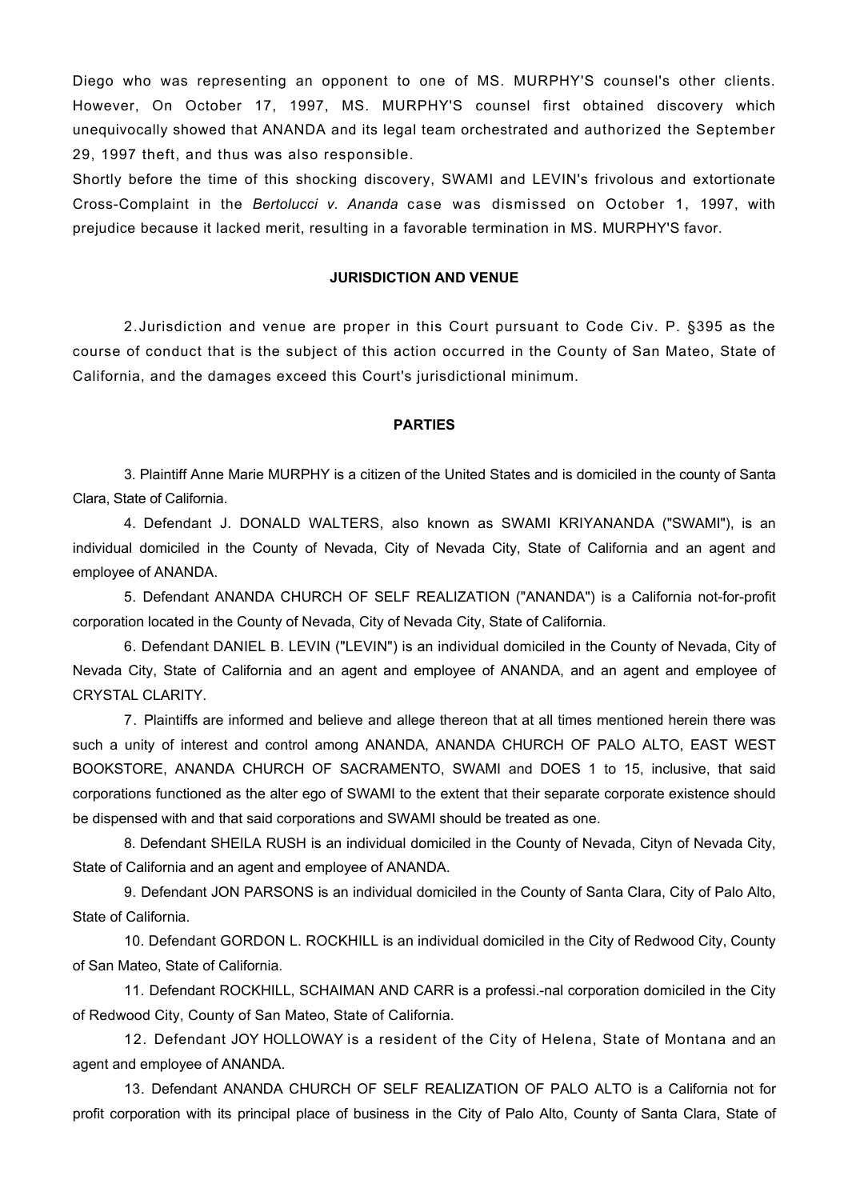Diego who was representing an opponent to one of MS. MURPHY'S counsel's other clients. However, On October 17, 1997, MS. MURPHY'S counsel first obtained discovery which unequivocally showed that ANANDA and its legal team orchestrated and authorized the September 29, 1997 theft, and thus was also responsible.

Shortly before the time of this shocking discovery, SWAMI and LEVIN's frivolous and extortionate Cross-Complaint in the *Bertolucci v. Ananda* case was dismissed on October 1, 1997, with prejudice because it lacked merit, resulting in a favorable termination in MS. MURPHY'S favor.

**JURISDICTION AND VENUE**

2. Jurisdiction and venue are proper in this Court pursuant to Code Civ. P. §395 as the course of conduct that is the subject of this action occurred in the County of San Mateo, State of California, and the damages exceed this Court's jurisdictional minimum.

**PARTIES**

3. Plaintiff Anne Marie MURPHY is a citizen of the United States and is domiciled in the county of Santa Clara, State of California.

4. Defendant J. DONALD WALTERS, also known as SWAMI KRIYANANDA ("SWAMI"), is an individual domiciled in the County of Nevada, City of Nevada City, State of California and an agent and employee of ANANDA.

5. Defendant ANANDA CHURCH OF SELF REALIZATION ("ANANDA") is a California not-for-profit corporation located in the County of Nevada, City of Nevada City, State of California.

6. Defendant DANIEL B. LEVIN ("LEVIN") is an individual domiciled in the County of Nevada, City of Nevada City, State of California and an agent and employee of ANANDA, and an agent and employee of CRYSTAL CLARITY.

7. Plaintiffs are informed and believe and allege thereon that at all times mentioned herein there was such a unity of interest and control among ANANDA, ANANDA CHURCH OF PALO ALTO, EAST WEST BOOKSTORE, ANANDA CHURCH OF SACRAMENTO, SWAMI and DOES 1 to 15, inclusive, that said corporations functioned as the alter ego of SWAMI to the extent that their separate corporate existence should be dispensed with and that said corporations and SWAMI should be treated as one.

8. Defendant SHEILA RUSH is an individual domiciled in the County of Nevada, Cityn of Nevada City, State of California and an agent and employee of ANANDA.

9. Defendant JON PARSONS is an individual domiciled in the County of Santa Clara, City of Palo Alto, State of California.

10. Defendant GORDON L. ROCKHILL is an individual domiciled in the City of Redwood City, County of San Mateo, State of California.

11. Defendant ROCKHILL, SCHAIMAN AND CARR is a professi.-nal corporation domiciled in the City of Redwood City, County of San Mateo, State of California.

12. Defendant JOY HOLLOWAY is a resident of the City of Helena, State of Montana and an agent and employee of ANANDA.

13. Defendant ANANDA CHURCH OF SELF REALIZATION OF PALO ALTO is a California not for profit corporation with its principal place of business in the City of Palo Alto, County of Santa Clara, State of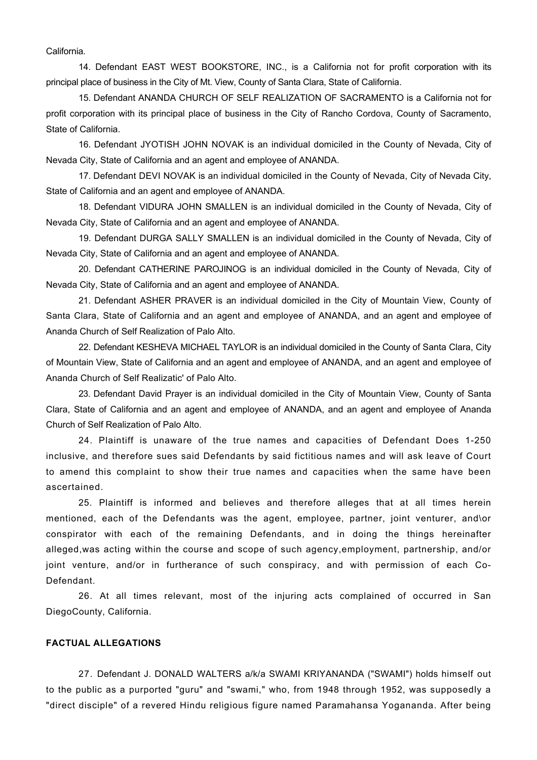California.

14. Defendant EAST WEST BOOKSTORE, INC., is a California not for profit corporation with its principal place of business in the City of Mt. View, County of Santa Clara, State of California.

15. Defendant ANANDA CHURCH OF SELF REALIZATION OF SACRAMENTO is a California not for profit corporation with its principal place of business in the City of Rancho Cordova, County of Sacramento, State of California.

16. Defendant JYOTISH JOHN NOVAK is an individual domiciled in the County of Nevada, City of Nevada City, State of California and an agent and employee of ANANDA.

17. Defendant DEVI NOVAK is an individual domiciled in the County of Nevada, City of Nevada City, State of California and an agent and employee of ANANDA.

18. Defendant VIDURA JOHN SMALLEN is an individual domiciled in the County of Nevada, City of Nevada City, State of California and an agent and employee of ANANDA.

19. Defendant DURGA SALLY SMALLEN is an individual domiciled in the County of Nevada, City of Nevada City, State of California and an agent and employee of ANANDA.

20. Defendant CATHERINE PAROJINOG is an individual domiciled in the County of Nevada, City of Nevada City, State of California and an agent and employee of ANANDA.

21. Defendant ASHER PRAVER is an individual domiciled in the City of Mountain View, County of Santa Clara, State of California and an agent and employee of ANANDA, and an agent and employee of Ananda Church of Self Realization of Palo Alto.

22. Defendant KESHEVA MICHAEL TAYLOR is an individual domiciled in the County of Santa Clara, City of Mountain View, State of California and an agent and employee of ANANDA, and an agent and employee of Ananda Church of Self Realizatic' of Palo Alto.

23. Defendant David Prayer is an individual domiciled in the City of Mountain View, County of Santa Clara, State of California and an agent and employee of ANANDA, and an agent and employee of Ananda Church of Self Realization of Palo Alto.

24. Plaintiff is unaware of the true names and capacities of Defendant Does 1-250 inclusive, and therefore sues said Defendants by said fictitious names and will ask leave of Court to amend this complaint to show their true names and capacities when the same have been ascertained.

25. Plaintiff is informed and believes and therefore alleges that at all times herein mentioned, each of the Defendants was the agent, employee, partner, joint venturer, and\or conspirator with each of the remaining Defendants, and in doing the things hereinafter alleged,was acting within the course and scope of such agency,employment, partnership, and/or joint venture, and/or in furtherance of such conspiracy, and with permission of each Co-Defendant.

26. At all times relevant, most of the injuring acts complained of occurred in San DiegoCounty, California.

**FACTUAL ALLEGATIONS**

27. Defendant J. DONALD WALTERS a/k/a SWAMI KRIYANANDA ("SWAMI") holds himself out to the public as a purported "guru" and "swami," who, from 1948 through 1952, was supposedly a "direct disciple" of a revered Hindu religious figure named Paramahansa Yogananda. After being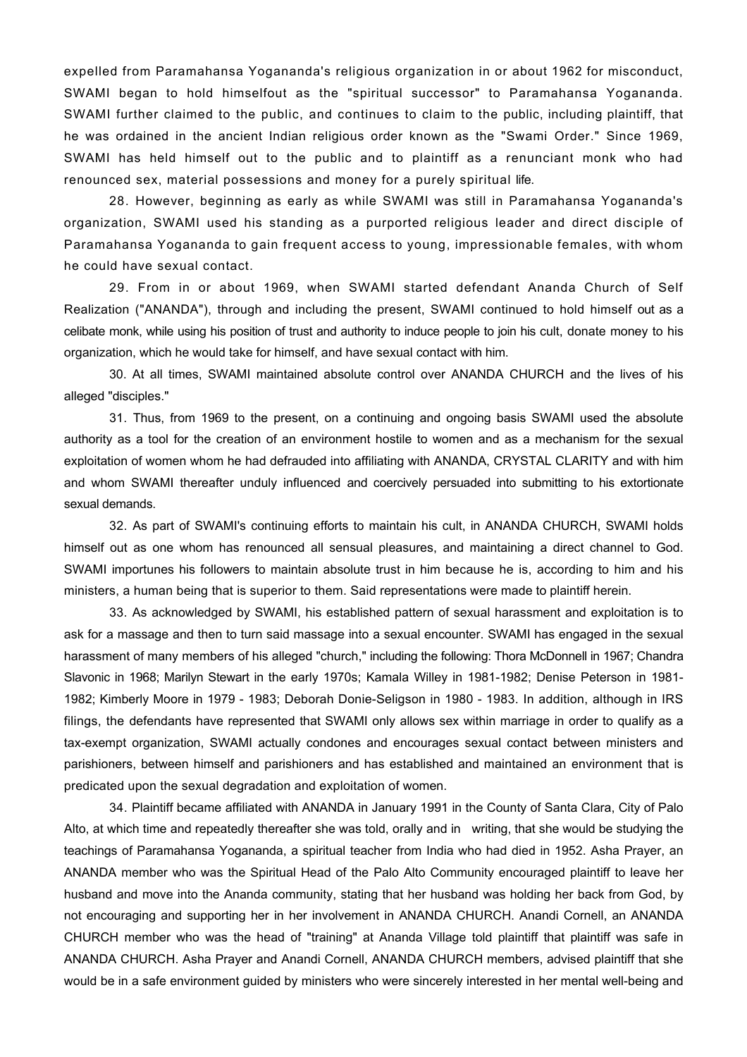expelled from Paramahansa Yogananda's religious organization in or about 1962 for misconduct, SWAMI began to hold himselfout as the "spiritual successor" to Paramahansa Yogananda. SWAMI further claimed to the public, and continues to claim to the public, including plaintiff, that he was ordained in the ancient Indian religious order known as the "Swami Order." Since 1969, SWAMI has held himself out to the public and to plaintiff as a renunciant monk who had renounced sex, material possessions and money for a purely spiritual life.

28. However, beginning as early as while SWAMI was still in Paramahansa Yogananda's organization, SWAMI used his standing as a purported religious leader and direct disciple of Paramahansa Yogananda to gain frequent access to young, impressionable females, with whom he could have sexual contact.

29. From in or about 1969, when SWAMI started defendant Ananda Church of Self Realization ("ANANDA"), through and including the present, SWAMI continued to hold himself out as a celibate monk, while using his position of trust and authority to induce people to join his cult, donate money to his organization, which he would take for himself, and have sexual contact with him.

30. At all times, SWAMI maintained absolute control over ANANDA CHURCH and the lives of his alleged "disciples."

31. Thus, from 1969 to the present, on a continuing and ongoing basis SWAMI used the absolute authority as a tool for the creation of an environment hostile to women and as a mechanism for the sexual exploitation of women whom he had defrauded into affiliating with ANANDA, CRYSTAL CLARITY and with him and whom SWAMI thereafter unduly influenced and coercively persuaded into submitting to his extortionate sexual demands.

32. As part of SWAMI's continuing efforts to maintain his cult, in ANANDA CHURCH, SWAMI holds himself out as one whom has renounced all sensual pleasures, and maintaining a direct channel to God. SWAMI importunes his followers to maintain absolute trust in him because he is, according to him and his ministers, a human being that is superior to them. Said representations were made to plaintiff herein.

33. As acknowledged by SWAMI, his established pattern of sexual harassment and exploitation is to ask for a massage and then to turn said massage into a sexual encounter. SWAMI has engaged in the sexual harassment of many members of his alleged "church," including the following: Thora McDonnell in 1967; Chandra Slavonic in 1968; Marilyn Stewart in the early 1970s; Kamala Willey in 1981-1982; Denise Peterson in 1981-1982; Kimberly Moore in 1979 - 1983; Deborah Donie-Seligson in 1980 - 1983. In addition, although in IRS filings, the defendants have represented that SWAMI only allows sex within marriage in order to qualify as a tax-exempt organization, SWAMI actually condones and encourages sexual contact between ministers and parishioners, between himself and parishioners and has established and maintained an environment that is predicated upon the sexual degradation and exploitation of women.

34. Plaintiff became affiliated with ANANDA in January 1991 in the County of Santa Clara, City of Palo Alto, at which time and repeatedly thereafter she was told, orally and in writing, that she would be studying the teachings of Paramahansa Yogananda, a spiritual teacher from India who had died in 1952. Asha Prayer, an ANANDA member who was the Spiritual Head of the Palo Alto Community encouraged plaintiff to leave her husband and move into the Ananda community, stating that her husband was holding her back from God, by not encouraging and supporting her in her involvement in ANANDA CHURCH. Anandi Cornell, an ANANDA CHURCH member who was the head of "training" at Ananda Village told plaintiff that plaintiff was safe in ANANDA CHURCH. Asha Prayer and Anandi Cornell, ANANDA CHURCH members, advised plaintiff that she would be in a safe environment guided by ministers who were sincerely interested in her mental well-being and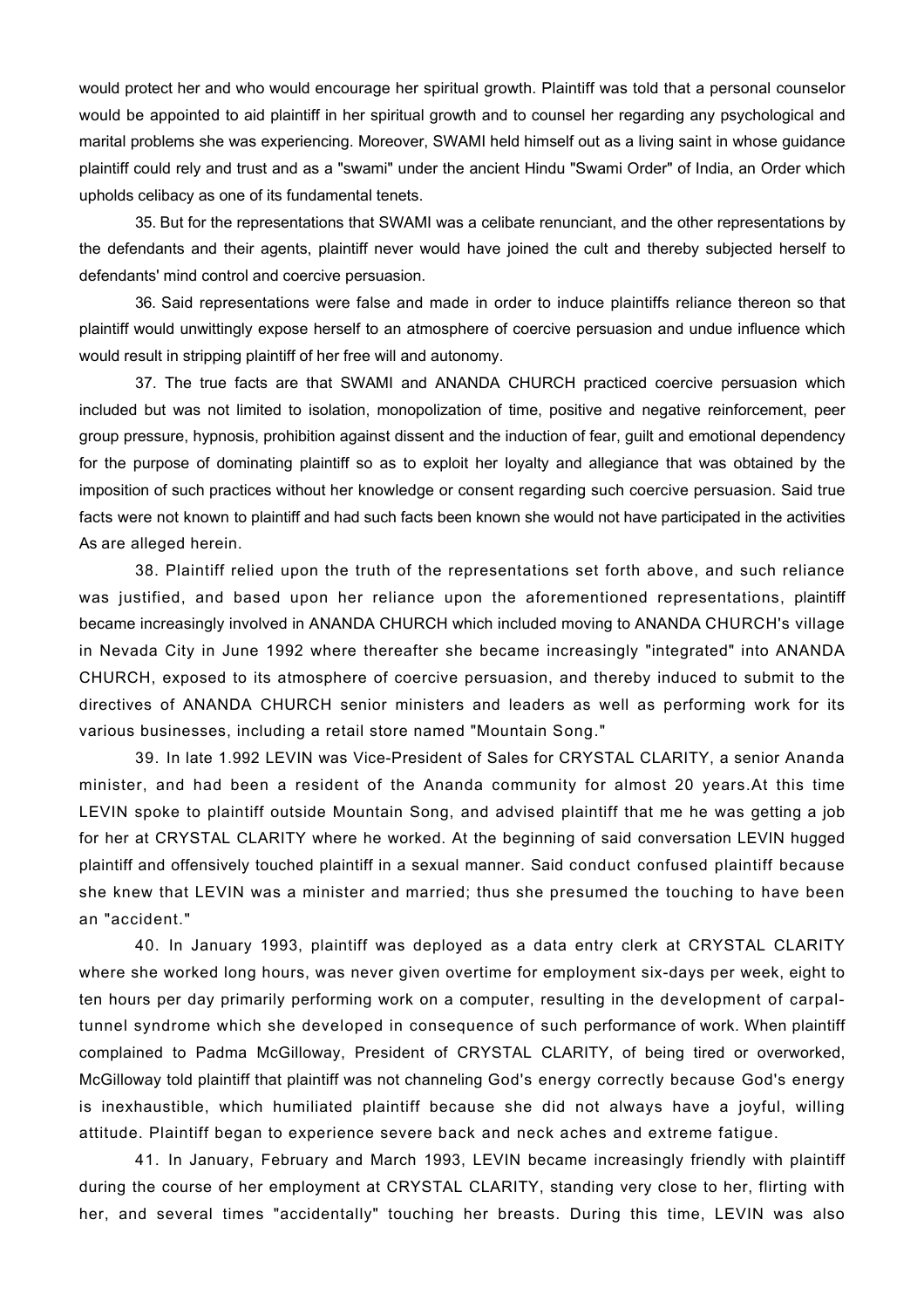would protect her and who would encourage her spiritual growth. Plaintiff was told that a personal counselor would be appointed to aid plaintiff in her spiritual growth and to counsel her regarding any psychological and marital problems she was experiencing. Moreover, SWAMI held himself out as a living saint in whose guidance plaintiff could rely and trust and as a "swami" under the ancient Hindu "Swami Order" of India, an Order which upholds celibacy as one of its fundamental tenets.

35. But for the representations that SWAMI was a celibate renunciant, and the other representations by the defendants and their agents, plaintiff never would have joined the cult and thereby subjected herself to defendants' mind control and coercive persuasion.

36. Said representations were false and made in order to induce plaintiffs reliance thereon so that plaintiff would unwittingly expose herself to an atmosphere of coercive persuasion and undue influence which would result in stripping plaintiff of her free will and autonomy.

37. The true facts are that SWAMI and ANANDA CHURCH practiced coercive persuasion which included but was not limited to isolation, monopolization of time, positive and negative reinforcement, peer group pressure, hypnosis, prohibition against dissent and the induction of fear, guilt and emotional dependency for the purpose of dominating plaintiff so as to exploit her loyalty and allegiance that was obtained by the imposition of such practices without her knowledge or consent regarding such coercive persuasion. Said true facts were not known to plaintiff and had such facts been known she would not have participated in the activities As are alleged herein.

38. Plaintiff relied upon the truth of the representations set forth above, and such reliance was justified, and based upon her reliance upon the aforementioned representations, plaintiff became increasingly involved in ANANDA CHURCH which included moving to ANANDA CHURCH's village in Nevada City in June 1992 where thereafter she became increasingly "integrated" into ANANDA CHURCH, exposed to its atmosphere of coercive persuasion, and thereby induced to submit to the directives of ANANDA CHURCH senior ministers and leaders as well as performing work for its various businesses, including a retail store named "Mountain Song."

39. In late 1.992 LEVIN was Vice-President of Sales for CRYSTAL CLARITY, a senior Ananda minister, and had been a resident of the Ananda community for almost 20 years.At this time LEVIN spoke to plaintiff outside Mountain Song, and advised plaintiff that me he was getting a job for her at CRYSTAL CLARITY where he worked. At the beginning of said conversation LEVIN hugged plaintiff and offensively touched plaintiff in a sexual manner. Said conduct confused plaintiff because she knew that LEVIN was a minister and married; thus she presumed the touching to have been an "accident."

40. In January 1993, plaintiff was deployed as a data entry clerk at CRYSTAL CLARITY where she worked long hours, was never given overtime for employment six-days per week, eight to ten hours per day primarily performing work on a computer, resulting in the development of carpal-tunnel syndrome which she developed in consequence of such performance of work. When plaintiff complained to Padma McGilloway, President of CRYSTAL CLARITY, of being tired or overworked, McGilloway told plaintiff that plaintiff was not channeling God's energy correctly because God's energy is inexhaustible, which humiliated plaintiff because she did not always have a joyful, willing attitude. Plaintiff began to experience severe back and neck aches and extreme fatigue.

41. In January, February and March 1993, LEVIN became increasingly friendly with plaintiff during the course of her employment at CRYSTAL CLARITY, standing very close to her, flirting with her, and several times "accidentally" touching her breasts. During this time, LEVIN was also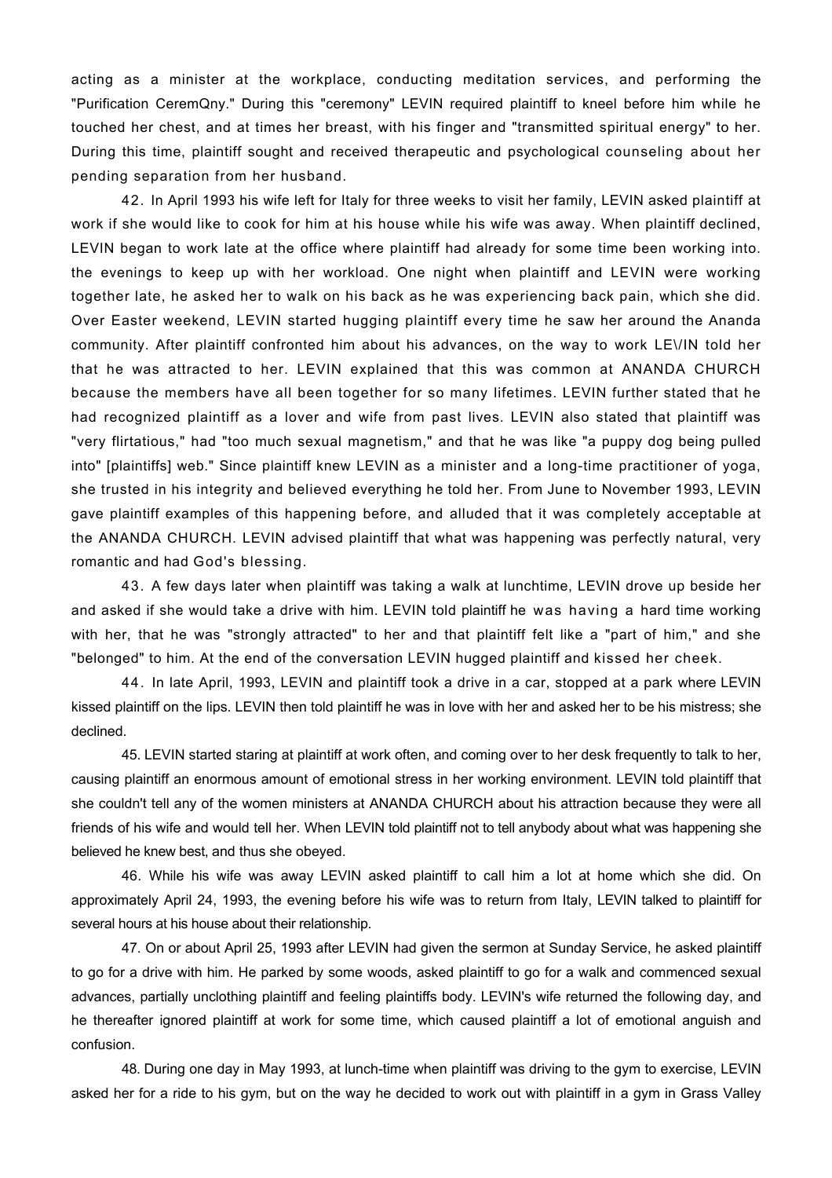acting as a minister at the workplace, conducting meditation services, and performing the "Purification CeremQny." During this "ceremony" LEVIN required plaintiff to kneel before him while he touched her chest, and at times her breast, with his finger and "transmitted spiritual energy" to her. During this time, plaintiff sought and received therapeutic and psychological counseling about her pending separation from her husband.

42. In April 1993 his wife left for Italy for three weeks to visit her family, LEVIN asked plaintiff at work if she would like to cook for him at his house while his wife was away. When plaintiff declined, LEVIN began to work late at the office where plaintiff had already for some time been working into. the evenings to keep up with her workload. One night when plaintiff and LEVIN were working together late, he asked her to walk on his back as he was experiencing back pain, which she did. Over Easter weekend, LEVIN started hugging plaintiff every time he saw her around the Ananda community. After plaintiff confronted him about his advances, on the way to work LE\/IN told her that he was attracted to her. LEVIN explained that this was common at ANANDA CHURCH because the members have all been together for so many lifetimes. LEVIN further stated that he had recognized plaintiff as a lover and wife from past lives. LEVIN also stated that plaintiff was "very flirtatious," had "too much sexual magnetism," and that he was like "a puppy dog being pulled into" [plaintiffs] web." Since plaintiff knew LEVIN as a minister and a long-time practitioner of yoga, she trusted in his integrity and believed everything he told her. From June to November 1993, LEVIN gave plaintiff examples of this happening before, and alluded that it was completely acceptable at the ANANDA CHURCH. LEVIN advised plaintiff that what was happening was perfectly natural, very romantic and had God's blessing.

43. A few days later when plaintiff was taking a walk at lunchtime, LEVIN drove up beside her and asked if she would take a drive with him. LEVIN told plaintiff he was having a hard time working with her, that he was "strongly attracted" to her and that plaintiff felt like a "part of him," and she "belonged" to him. At the end of the conversation LEVIN hugged plaintiff and kissed her cheek.

44. In late April, 1993, LEVIN and plaintiff took a drive in a car, stopped at a park where LEVIN kissed plaintiff on the lips. LEVIN then told plaintiff he was in love with her and asked her to be his mistress; she declined.

45. LEVIN started staring at plaintiff at work often, and coming over to her desk frequently to talk to her, causing plaintiff an enormous amount of emotional stress in her working environment. LEVIN told plaintiff that she couldn't tell any of the women ministers at ANANDA CHURCH about his attraction because they were all friends of his wife and would tell her. When LEVIN told plaintiff not to tell anybody about what was happening she believed he knew best, and thus she obeyed.

46. While his wife was away LEVIN asked plaintiff to call him a lot at home which she did. On approximately April 24, 1993, the evening before his wife was to return from Italy, LEVIN talked to plaintiff for several hours at his house about their relationship.

47. On or about April 25, 1993 after LEVIN had given the sermon at Sunday Service, he asked plaintiff to go for a drive with him. He parked by some woods, asked plaintiff to go for a walk and commenced sexual advances, partially unclothing plaintiff and feeling plaintiffs body. LEVIN's wife returned the following day, and he thereafter ignored plaintiff at work for some time, which caused plaintiff a lot of emotional anguish and confusion.

48. During one day in May 1993, at lunch-time when plaintiff was driving to the gym to exercise, LEVIN asked her for a ride to his gym, but on the way he decided to work out with plaintiff in a gym in Grass Valley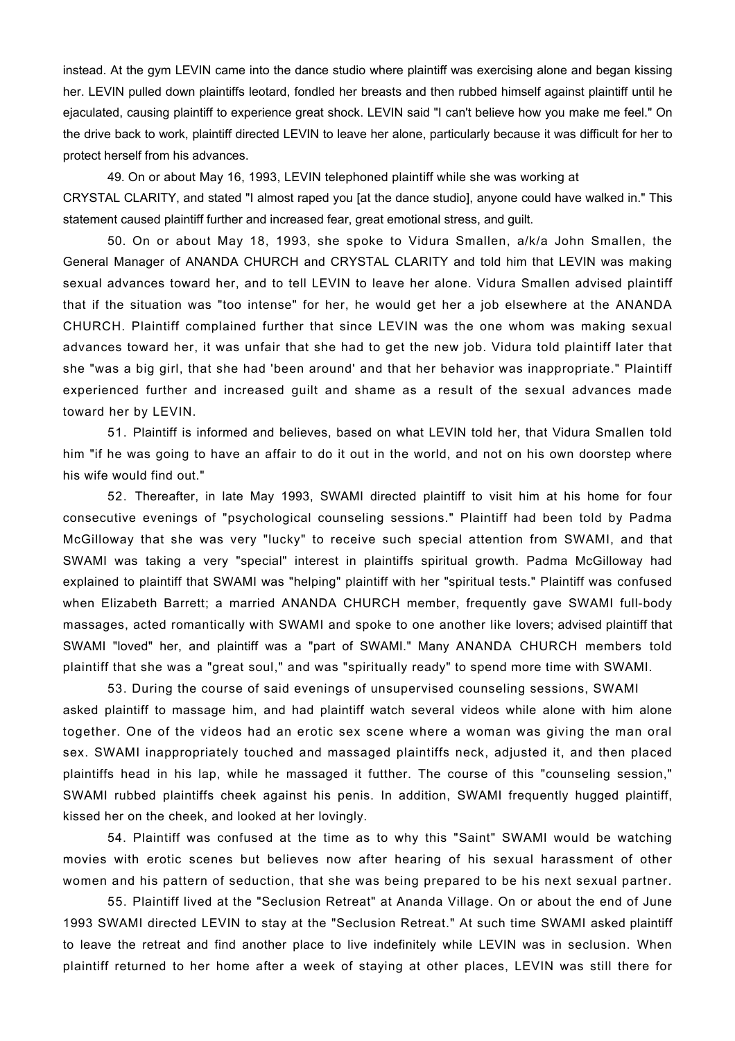instead. At the gym LEVIN came into the dance studio where plaintiff was exercising alone and began kissing her. LEVIN pulled down plaintiffs leotard, fondled her breasts and then rubbed himself against plaintiff until he ejaculated, causing plaintiff to experience great shock. LEVIN said "I can't believe how you make me feel." On the drive back to work, plaintiff directed LEVIN to leave her alone, particularly because it was difficult for her to protect herself from his advances.

49. On or about May 16, 1993, LEVIN telephoned plaintiff while she was working at CRYSTAL CLARITY, and stated "I almost raped you [at the dance studio], anyone could have walked in." This statement caused plaintiff further and increased fear, great emotional stress, and guilt.

50. On or about May 18, 1993, she spoke to Vidura Smallen, a/k/a John Smallen, the General Manager of ANANDA CHURCH and CRYSTAL CLARITY and told him that LEVIN was making sexual advances toward her, and to tell LEVIN to leave her alone. Vidura Smallen advised plaintiff that if the situation was "too intense" for her, he would get her a job elsewhere at the ANANDA CHURCH. Plaintiff complained further that since LEVIN was the one whom was making sexual advances toward her, it was unfair that she had to get the new job. Vidura told plaintiff later that she "was a big girl, that she had 'been around' and that her behavior was inappropriate." Plaintiff experienced further and increased guilt and shame as a result of the sexual advances made toward her by LEVIN.

51. Plaintiff is informed and believes, based on what LEVIN told her, that Vidura Smallen told him "if he was going to have an affair to do it out in the world, and not on his own doorstep where his wife would find out."

52. Thereafter, in late May 1993, SWAMI directed plaintiff to visit him at his home for four consecutive evenings of "psychological counseling sessions." Plaintiff had been told by Padma McGilloway that she was very "lucky" to receive such special attention from SWAMI, and that SWAMI was taking a very "special" interest in plaintiffs spiritual growth. Padma McGilloway had explained to plaintiff that SWAMI was "helping" plaintiff with her "spiritual tests." Plaintiff was confused when Elizabeth Barrett; a married ANANDA CHURCH member, frequently gave SWAMI full-body massages, acted romantically with SWAMI and spoke to one another like lovers; advised plaintiff that SWAMI "loved" her, and plaintiff was a "part of SWAMI." Many ANANDA CHURCH members told plaintiff that she was a "great soul," and was "spiritually ready" to spend more time with SWAMI.

53. During the course of said evenings of unsupervised counseling sessions, SWAMI asked plaintiff to massage him, and had plaintiff watch several videos while alone with him alone together. One of the videos had an erotic sex scene where a woman was giving the man oral sex. SWAMI inappropriately touched and massaged plaintiffs neck, adjusted it, and then placed plaintiffs head in his lap, while he massaged it futther. The course of this "counseling session," SWAMI rubbed plaintiffs cheek against his penis. In addition, SWAMI frequently hugged plaintiff, kissed her on the cheek, and looked at her lovingly.

54. Plaintiff was confused at the time as to why this "Saint" SWAMI would be watching movies with erotic scenes but believes now after hearing of his sexual harassment of other women and his pattern of seduction, that she was being prepared to be his next sexual partner.

55. Plaintiff lived at the "Seclusion Retreat" at Ananda Village. On or about the end of June 1993 SWAMI directed LEVIN to stay at the "Seclusion Retreat." At such time SWAMI asked plaintiff to leave the retreat and find another place to live indefinitely while LEVIN was in seclusion. When plaintiff returned to her home after a week of staying at other places, LEVIN was still there for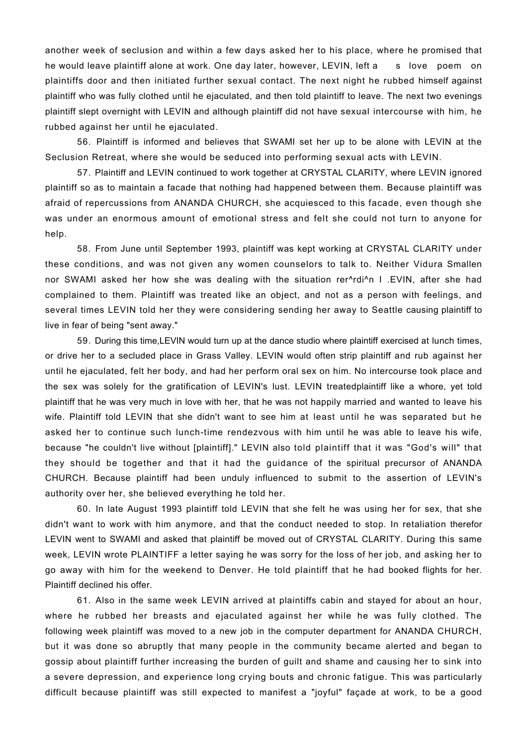another week of seclusion and within a few days asked her to his place, where he promised that he would leave plaintiff alone at work. One day later, however, LEVIN, left a s love poem on plaintiffs door and then initiated further sexual contact. The next night he rubbed himself against plaintiff who was fully clothed until he ejaculated, and then told plaintiff to leave. The next two evenings plaintiff slept overnight with LEVIN and although plaintiff did not have sexual intercourse with him, he rubbed against her until he ejaculated.

56. Plaintiff is informed and believes that SWAMI set her up to be alone with LEVIN at the Seclusion Retreat, where she would be seduced into performing sexual acts with LEVIN.

57. Plaintiff and LEVIN continued to work together at CRYSTAL CLARITY, where LEVIN ignored plaintiff so as to maintain a facade that nothing had happened between them. Because plaintiff was afraid of repercussions from ANANDA CHURCH, she acquiesced to this facade, even though she was under an enormous amount of emotional stress and felt she could not turn to anyone for help.

58. From June until September 1993, plaintiff was kept working at CRYSTAL CLARITY under these conditions, and was not given any women counselors to talk to. Neither Vidura Smallen nor SWAMI asked her how she was dealing with the situation rer^rdi^n I .EVIN, after she had complained to them. Plaintiff was treated like an object, and not as a person with feelings, and several times LEVIN told her they were considering sending her away to Seattle causing plaintiff to live in fear of being "sent away."

59. During this time,LEVIN would turn up at the dance studio where plaintiff exercised at lunch times, or drive her to a secluded place in Grass Valley. LEVIN would often strip plaintiff and rub against her until he ejaculated, felt her body, and had her perform oral sex on him. No intercourse took place and the sex was solely for the gratification of LEVIN's lust. LEVIN treatedplaintiff like a whore, yet told plaintiff that he was very much in love with her, that he was not happily married and wanted to leave his wife. Plaintiff told LEVIN that she didn't want to see him at least until he was separated but he asked her to continue such lunch-time rendezvous with him until he was able to leave his wife, because "he couldn't live without [plaintiff]." LEVIN also told plaintiff that it was "God's will" that they should be together and that it had the guidance of the spiritual precursor of ANANDA CHURCH. Because plaintiff had been unduly influenced to submit to the assertion of LEVIN's authority over her, she believed everything he told her.

60. In late August 1993 plaintiff told LEVIN that she felt he was using her for sex, that she didn't want to work with him anymore, and that the conduct needed to stop. In retaliation therefor LEVIN went to SWAMI and asked that plaintiff be moved out of CRYSTAL CLARITY. During this same week, LEVIN wrote PLAINTIFF a letter saying he was sorry for the loss of her job, and asking her to go away with him for the weekend to Denver. He told plaintiff that he had booked flights for her. Plaintiff declined his offer.

61. Also in the same week LEVIN arrived at plaintiffs cabin and stayed for about an hour, where he rubbed her breasts and ejaculated against her while he was fully clothed. The following week plaintiff was moved to a new job in the computer department for ANANDA CHURCH, but it was done so abruptly that many people in the community became alerted and began to gossip about plaintiff further increasing the burden of guilt and shame and causing her to sink into a severe depression, and experience long crying bouts and chronic fatigue. This was particularly difficult because plaintiff was still expected to manifest a "joyful" façade at work, to be a good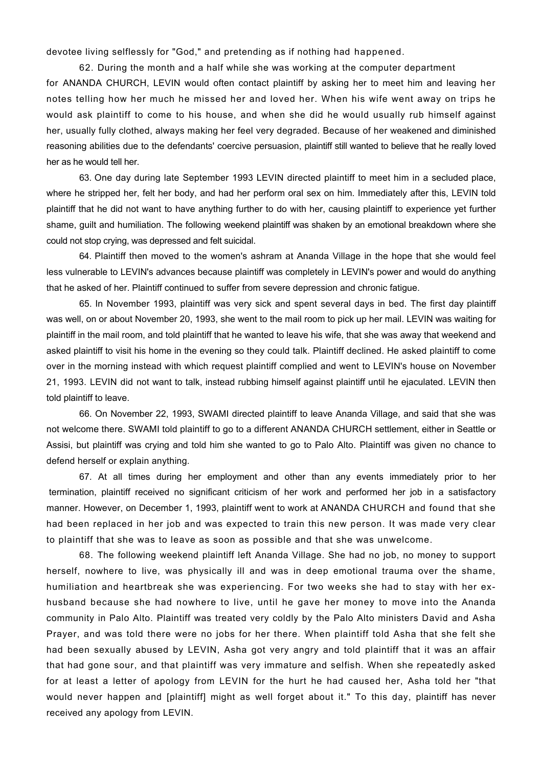devotee living selflessly for "God," and pretending as if nothing had happened.

62. During the month and a half while she was working at the computer department for ANANDA CHURCH, LEVIN would often contact plaintiff by asking her to meet him and leaving her notes telling how her much he missed her and loved her. When his wife went away on trips he would ask plaintiff to come to his house, and when she did he would usually rub himself against her, usually fully clothed, always making her feel very degraded. Because of her weakened and diminished reasoning abilities due to the defendants' coercive persuasion, plaintiff still wanted to believe that he really loved her as he would tell her.

63. One day during late September 1993 LEVIN directed plaintiff to meet him in a secluded place, where he stripped her, felt her body, and had her perform oral sex on him. Immediately after this, LEVIN told plaintiff that he did not want to have anything further to do with her, causing plaintiff to experience yet further shame, guilt and humiliation. The following weekend plaintiff was shaken by an emotional breakdown where she could not stop crying, was depressed and felt suicidal.

64. Plaintiff then moved to the women's ashram at Ananda Village in the hope that she would feel less vulnerable to LEVIN's advances because plaintiff was completely in LEVIN's power and would do anything that he asked of her. Plaintiff continued to suffer from severe depression and chronic fatigue.

65. In November 1993, plaintiff was very sick and spent several days in bed. The first day plaintiff was well, on or about November 20, 1993, she went to the mail room to pick up her mail. LEVIN was waiting for plaintiff in the mail room, and told plaintiff that he wanted to leave his wife, that she was away that weekend and asked plaintiff to visit his home in the evening so they could talk. Plaintiff declined. He asked plaintiff to come over in the morning instead with which request plaintiff complied and went to LEVIN's house on November 21, 1993. LEVIN did not want to talk, instead rubbing himself against plaintiff until he ejaculated. LEVIN then told plaintiff to leave.

66. On November 22, 1993, SWAMI directed plaintiff to leave Ananda Village, and said that she was not welcome there. SWAMI told plaintiff to go to a different ANANDA CHURCH settlement, either in Seattle or Assisi, but plaintiff was crying and told him she wanted to go to Palo Alto. Plaintiff was given no chance to defend herself or explain anything.

67. At all times during her employment and other than any events immediately prior to her termination, plaintiff received no significant criticism of her work and performed her job in a satisfactory manner. However, on December 1, 1993, plaintiff went to work at ANANDA CHURCH and found that she had been replaced in her job and was expected to train this new person. It was made very clear to plaintiff that she was to leave as soon as possible and that she was unwelcome.

68. The following weekend plaintiff left Ananda Village. She had no job, no money to support herself, nowhere to live, was physically ill and was in deep emotional trauma over the shame, humiliation and heartbreak she was experiencing. For two weeks she had to stay with her ex-husband because she had nowhere to live, until he gave her money to move into the Ananda community in Palo Alto. Plaintiff was treated very coldly by the Palo Alto ministers David and Asha Prayer, and was told there were no jobs for her there. When plaintiff told Asha that she felt she had been sexually abused by LEVIN, Asha got very angry and told plaintiff that it was an affair that had gone sour, and that plaintiff was very immature and selfish. When she repeatedly asked for at least a letter of apology from LEVIN for the hurt he had caused her, Asha told her "that would never happen and [plaintiff] might as well forget about it." To this day, plaintiff has never received any apology from LEVIN.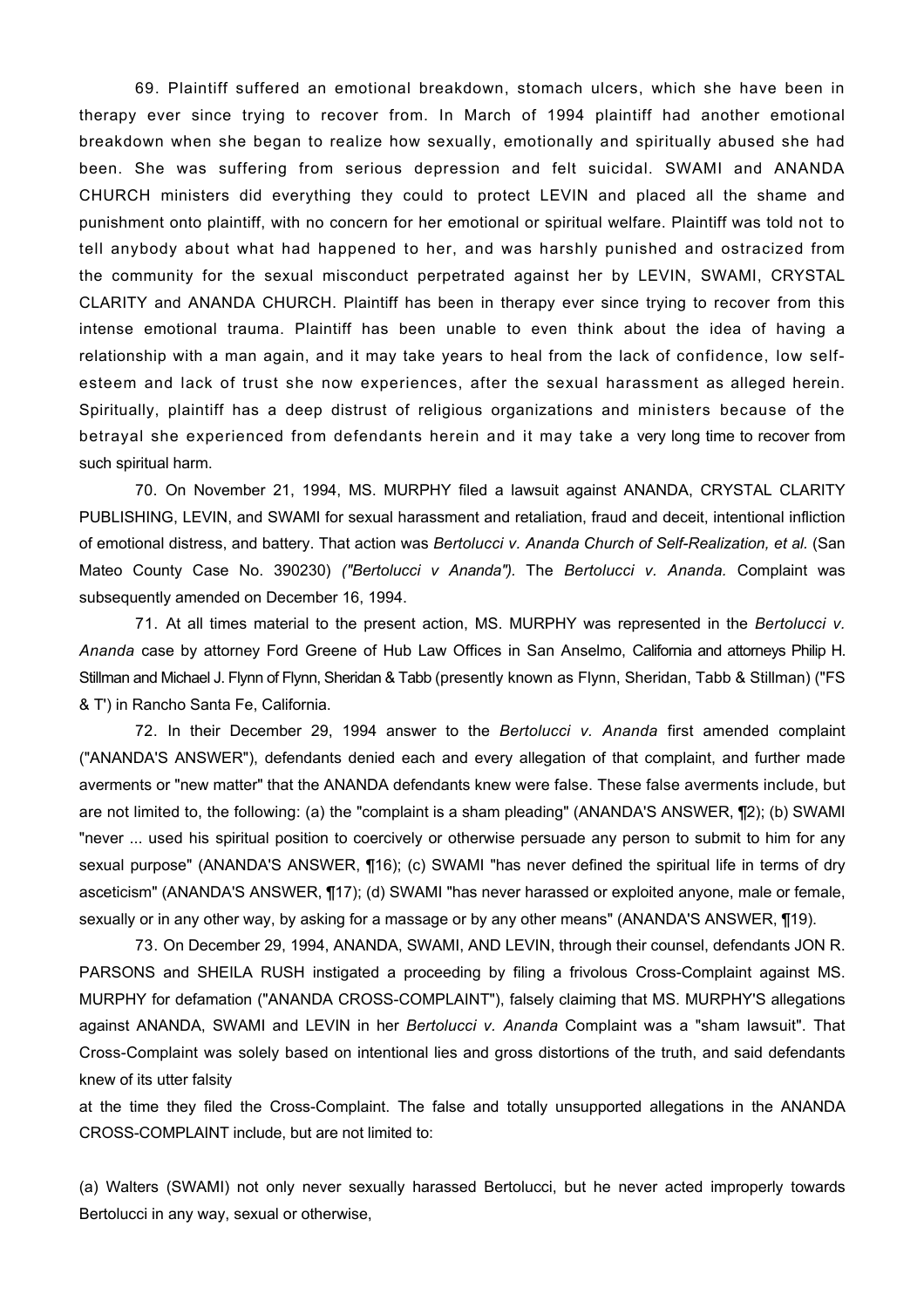69. Plaintiff suffered an emotional breakdown, stomach ulcers, which she have been in therapy ever since trying to recover from. In March of 1994 plaintiff had another emotional breakdown when she began to realize how sexually, emotionally and spiritually abused she had been. She was suffering from serious depression and felt suicidal. SWAMI and ANANDA CHURCH ministers did everything they could to protect LEVIN and placed all the shame and punishment onto plaintiff, with no concern for her emotional or spiritual welfare. Plaintiff was told not to tell anybody about what had happened to her, and was harshly punished and ostracized from the community for the sexual misconduct perpetrated against her by LEVIN, SWAMI, CRYSTAL CLARITY and ANANDA CHURCH. Plaintiff has been in therapy ever since trying to recover from this intense emotional trauma. Plaintiff has been unable to even think about the idea of having a relationship with a man again, and it may take years to heal from the lack of confidence, low self-esteem and lack of trust she now experiences, after the sexual harassment as alleged herein. Spiritually, plaintiff has a deep distrust of religious organizations and ministers because of the betrayal she experienced from defendants herein and it may take a very long time to recover from such spiritual harm.

70. On November 21, 1994, MS. MURPHY filed a lawsuit against ANANDA, CRYSTAL CLARITY PUBLISHING, LEVIN, and SWAMI for sexual harassment and retaliation, fraud and deceit, intentional infliction of emotional distress, and battery. That action was *Bertolucci v. Ananda Church of Self-Realization, et al.* (San Mateo County Case No. 390230) *("Bertolucci v Ananda").* The *Bertolucci v. Ananda.* Complaint was subsequently amended on December 16, 1994.

71. At all times material to the present action, MS. MURPHY was represented in the *Bertolucci v. Ananda* case by attorney Ford Greene of Hub Law Offices in San Anselmo, California and attorneys Philip H. Stillman and Michael J. Flynn of Flynn, Sheridan & Tabb (presently known as Flynn, Sheridan, Tabb & Stillman) ("FS & T') in Rancho Santa Fe, California.

72. In their December 29, 1994 answer to the *Bertolucci v. Ananda* first amended complaint ("ANANDA'S ANSWER"), defendants denied each and every allegation of that complaint, and further made averments or "new matter" that the ANANDA defendants knew were false. These false averments include, but are not limited to, the following: (a) the "complaint is a sham pleading" (ANANDA'S ANSWER, ¶2); (b) SWAMI "never ... used his spiritual position to coercively or otherwise persuade any person to submit to him for any sexual purpose" (ANANDA'S ANSWER, ¶16); (c) SWAMI "has never defined the spiritual life in terms of dry asceticism" (ANANDA'S ANSWER, ¶17); (d) SWAMI "has never harassed or exploited anyone, male or female, sexually or in any other way, by asking for a massage or by any other means" (ANANDA'S ANSWER, ¶19).

73. On December 29, 1994, ANANDA, SWAMI, AND LEVIN, through their counsel, defendants JON R. PARSONS and SHEILA RUSH instigated a proceeding by filing a frivolous Cross-Complaint against MS. MURPHY for defamation ("ANANDA CROSS-COMPLAINT"), falsely claiming that MS. MURPHY'S allegations against ANANDA, SWAMI and LEVIN in her *Bertolucci v. Ananda* Complaint was a "sham lawsuit". That Cross-Complaint was solely based on intentional lies and gross distortions of the truth, and said defendants knew of its utter falsity at the time they filed the Cross-Complaint. The false and totally unsupported allegations in the ANANDA CROSS-COMPLAINT include, but are not limited to:

(a) Walters (SWAMI) not only never sexually harassed Bertolucci, but he never acted improperly towards Bertolucci in any way, sexual or otherwise,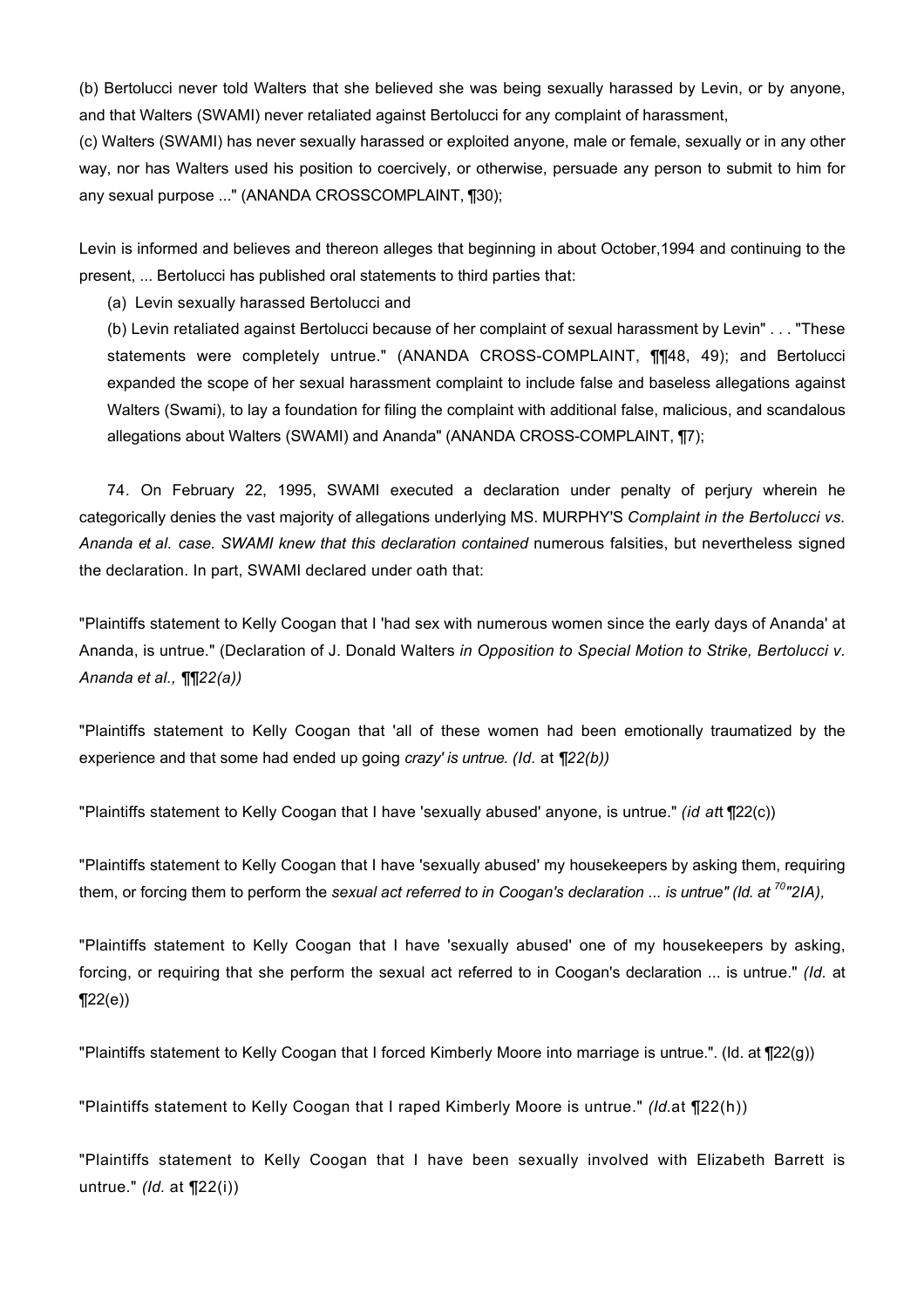(b) Bertolucci never told Walters that she believed she was being sexually harassed by Levin, or by anyone, and that Walters (SWAMI) never retaliated against Bertolucci for any complaint of harassment,

(c) Walters (SWAMI) has never sexually harassed or exploited anyone, male or female, sexually or in any other way, nor has Walters used his position to coercively, or otherwise, persuade any person to submit to him for any sexual purpose ..." (ANANDA CROSSCOMPLAINT, ¶30);

Levin is informed and believes and thereon alleges that beginning in about October,1994 and continuing to the present, ... Bertolucci has published oral statements to third parties that:

> (a) Levin sexually harassed Bertolucci and
>
> (b) Levin retaliated against Bertolucci because of her complaint of sexual harassment by Levin" . . . "These statements were completely untrue." (ANANDA CROSS-COMPLAINT, ¶¶48, 49); and Bertolucci expanded the scope of her sexual harassment complaint to include false and baseless allegations against Walters (Swami), to lay a foundation for filing the complaint with additional false, malicious, and scandalous allegations about Walters (SWAMI) and Ananda" (ANANDA CROSS-COMPLAINT, ¶7);

74. On February 22, 1995, SWAMI executed a declaration under penalty of perjury wherein he categorically denies the vast majority of allegations underlying MS. MURPHY'S *Complaint in the Bertolucci vs. Ananda et al. case. SWAMI knew that this declaration contained* numerous falsities, but nevertheless signed the declaration. In part, SWAMI declared under oath that:

"Plaintiffs statement to Kelly Coogan that I 'had sex with numerous women since the early days of Ananda' at Ananda, is untrue." (Declaration of J. Donald Walters *in Opposition to Special Motion to Strike, Bertolucci v. Ananda et al., ¶¶22(a))*

"Plaintiffs statement to Kelly Coogan that 'all of these women had been emotionally traumatized by the experience and that some had ended up going *crazy' is untrue. (Id.* at *¶22(b))*

"Plaintiffs statement to Kelly Coogan that I have 'sexually abused' anyone, is untrue." *(id at*t ¶22(c))

"Plaintiffs statement to Kelly Coogan that I have 'sexually abused' my housekeepers by asking them, requiring them, or forcing them to perform the *sexual act referred to in Coogan's declaration ... is untrue" (Id. at* [70]*"2IA),*

"Plaintiffs statement to Kelly Coogan that I have 'sexually abused' one of my housekeepers by asking, forcing, or requiring that she perform the sexual act referred to in Coogan's declaration ... is untrue." *(Id.* at ¶22(e))

"Plaintiffs statement to Kelly Coogan that I forced Kimberly Moore into marriage is untrue.". (Id. at ¶22(g))

"Plaintiffs statement to Kelly Coogan that I raped Kimberly Moore is untrue." *(Id.*at ¶22(h))

"Plaintiffs statement to Kelly Coogan that I have been sexually involved with Elizabeth Barrett is untrue." *(Id.* at ¶22(i))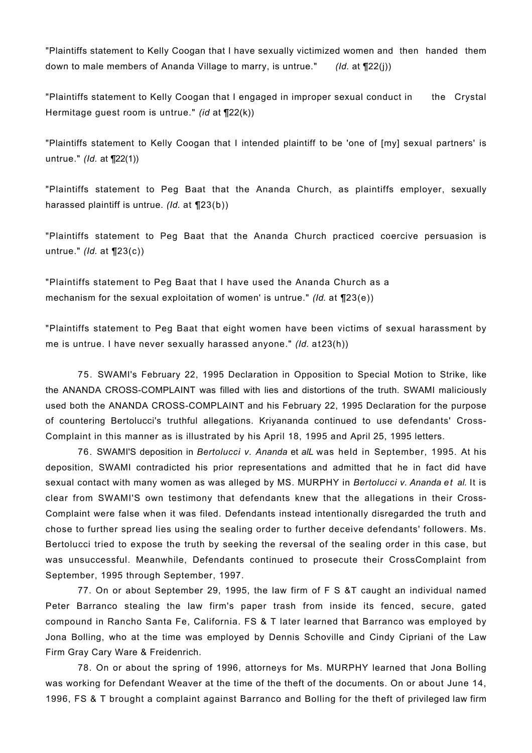"Plaintiffs statement to Kelly Coogan that I have sexually victimized women and then handed them down to male members of Ananda Village to marry, is untrue." *(Id.* at ¶22(j))

"Plaintiffs statement to Kelly Coogan that I engaged in improper sexual conduct in the Crystal Hermitage guest room is untrue." *(id* at ¶22(k))

"Plaintiffs statement to Kelly Coogan that I intended plaintiff to be 'one of [my] sexual partners' is untrue." *(Id.* at ¶22(1))

"Plaintiffs statement to Peg Baat that the Ananda Church, as plaintiffs employer, sexually harassed plaintiff is untrue. *(Id.* at ¶23(b))

"Plaintiffs statement to Peg Baat that the Ananda Church practiced coercive persuasion is untrue." *(Id.* at ¶23(c))

"Plaintiffs statement to Peg Baat that I have used the Ananda Church as a mechanism for the sexual exploitation of women' is untrue." *(Id.* at ¶23(e))

"Plaintiffs statement to Peg Baat that eight women have been victims of sexual harassment by me is untrue. I have never sexually harassed anyone." *(Id.* at23(h))

75. SWAMI's February 22, 1995 Declaration in Opposition to Special Motion to Strike, like the ANANDA CROSS-COMPLAINT was filled with lies and distortions of the truth. SWAMI maliciously used both the ANANDA CROSS-COMPLAINT and his February 22, 1995 Declaration for the purpose of countering Bertolucci's truthful allegations. Kriyananda continued to use defendants' Cross-Complaint in this manner as is illustrated by his April 18, 1995 and April 25, 1995 letters.

76. SWAMI'S deposition in *Bertolucci v. Ananda* et *alL* was held in September, 1995. At his deposition, SWAMI contradicted his prior representations and admitted that he in fact did have sexual contact with many women as was alleged by MS. MURPHY in *Bertolucci v. Ananda et al.* It is clear from SWAMI'S own testimony that defendants knew that the allegations in their Cross-Complaint were false when it was filed. Defendants instead intentionally disregarded the truth and chose to further spread lies using the sealing order to further deceive defendants' followers. Ms. Bertolucci tried to expose the truth by seeking the reversal of the sealing order in this case, but was unsuccessful. Meanwhile, Defendants continued to prosecute their CrossComplaint from September, 1995 through September, 1997.

77. On or about September 29, 1995, the law firm of F S &T caught an individual named Peter Barranco stealing the law firm's paper trash from inside its fenced, secure, gated compound in Rancho Santa Fe, California. FS & T later learned that Barranco was employed by Jona Bolling, who at the time was employed by Dennis Schoville and Cindy Cipriani of the Law Firm Gray Cary Ware & Freidenrich.

78. On or about the spring of 1996, attorneys for Ms. MURPHY learned that Jona Bolling was working for Defendant Weaver at the time of the theft of the documents. On or about June 14, 1996, FS & T brought a complaint against Barranco and Bolling for the theft of privileged law firm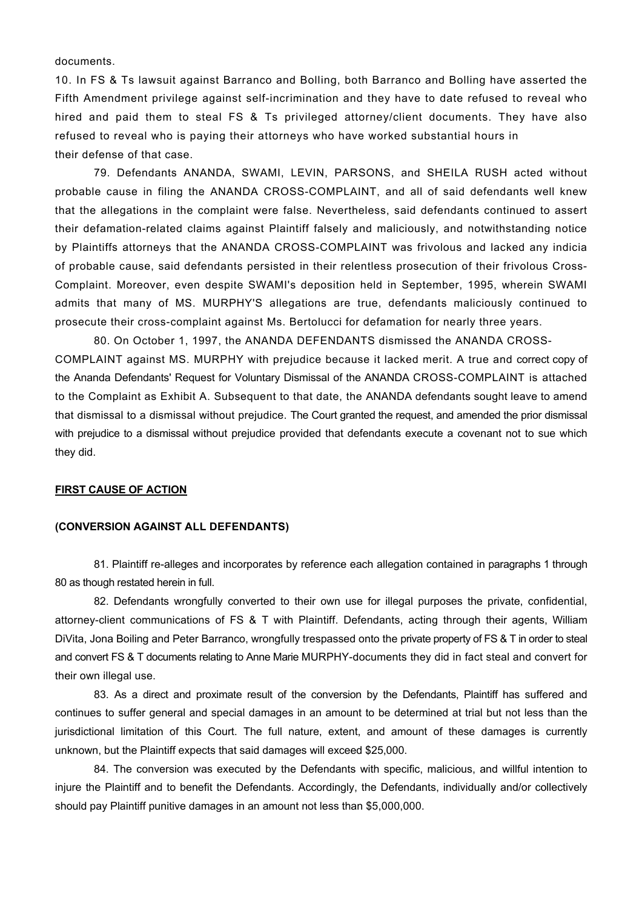documents.

10. In FS & Ts lawsuit against Barranco and Bolling, both Barranco and Bolling have asserted the Fifth Amendment privilege against self-incrimination and they have to date refused to reveal who hired and paid them to steal FS & Ts privileged attorney/client documents. They have also refused to reveal who is paying their attorneys who have worked substantial hours in their defense of that case.

79. Defendants ANANDA, SWAMI, LEVIN, PARSONS, and SHEILA RUSH acted without probable cause in filing the ANANDA CROSS-COMPLAINT, and all of said defendants well knew that the allegations in the complaint were false. Nevertheless, said defendants continued to assert their defamation-related claims against Plaintiff falsely and maliciously, and notwithstanding notice by Plaintiffs attorneys that the ANANDA CROSS-COMPLAINT was frivolous and lacked any indicia of probable cause, said defendants persisted in their relentless prosecution of their frivolous Cross-Complaint. Moreover, even despite SWAMI's deposition held in September, 1995, wherein SWAMI admits that many of MS. MURPHY'S allegations are true, defendants maliciously continued to prosecute their cross-complaint against Ms. Bertolucci for defamation for nearly three years.

80. On October 1, 1997, the ANANDA DEFENDANTS dismissed the ANANDA CROSS-COMPLAINT against MS. MURPHY with prejudice because it lacked merit. A true and correct copy of the Ananda Defendants' Request for Voluntary Dismissal of the ANANDA CROSS-COMPLAINT is attached to the Complaint as Exhibit A. Subsequent to that date, the ANANDA defendants sought leave to amend that dismissal to a dismissal without prejudice. The Court granted the request, and amended the prior dismissal with prejudice to a dismissal without prejudice provided that defendants execute a covenant not to sue which they did.

**FIRST CAUSE OF ACTION**

**(CONVERSION AGAINST ALL DEFENDANTS)**

81. Plaintiff re-alleges and incorporates by reference each allegation contained in paragraphs 1 through 80 as though restated herein in full.

82. Defendants wrongfully converted to their own use for illegal purposes the private, confidential, attorney-client communications of FS & T with Plaintiff. Defendants, acting through their agents, William DiVita, Jona Boiling and Peter Barranco, wrongfully trespassed onto the private property of FS & T in order to steal and convert FS & T documents relating to Anne Marie MURPHY-documents they did in fact steal and convert for their own illegal use.

83. As a direct and proximate result of the conversion by the Defendants, Plaintiff has suffered and continues to suffer general and special damages in an amount to be determined at trial but not less than the jurisdictional limitation of this Court. The full nature, extent, and amount of these damages is currently unknown, but the Plaintiff expects that said damages will exceed $25,000.

84. The conversion was executed by the Defendants with specific, malicious, and willful intention to injure the Plaintiff and to benefit the Defendants. Accordingly, the Defendants, individually and/or collectively should pay Plaintiff punitive damages in an amount not less than $5,000,000.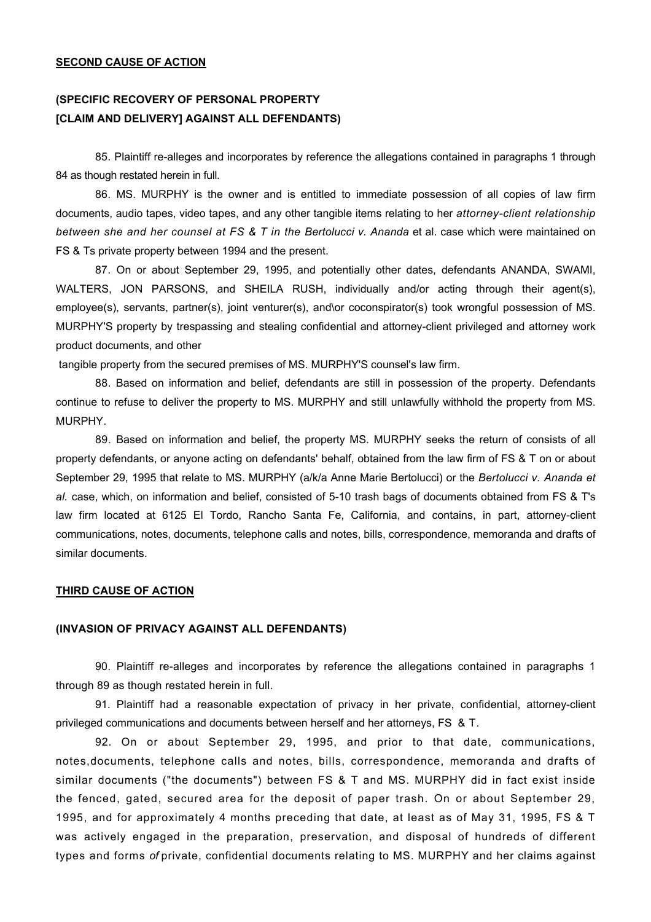**SECOND CAUSE OF ACTION**

**(SPECIFIC RECOVERY OF PERSONAL PROPERTY**
**[CLAIM AND DELIVERY] AGAINST ALL DEFENDANTS)**

85. Plaintiff re-alleges and incorporates by reference the allegations contained in paragraphs 1 through 84 as though restated herein in full.

86. MS. MURPHY is the owner and is entitled to immediate possession of all copies of law firm documents, audio tapes, video tapes, and any other tangible items relating to her *attorney-client relationship between she and her counsel at FS & T in the Bertolucci v. Ananda* et al. case which were maintained on FS & Ts private property between 1994 and the present.

87. On or about September 29, 1995, and potentially other dates, defendants ANANDA, SWAMI, WALTERS, JON PARSONS, and SHEILA RUSH, individually and/or acting through their agent(s), employee(s), servants, partner(s), joint venturer(s), and\or coconspirator(s) took wrongful possession of MS. MURPHY'S property by trespassing and stealing confidential and attorney-client privileged and attorney work product documents, and other tangible property from the secured premises of MS. MURPHY'S counsel's law firm.

88. Based on information and belief, defendants are still in possession of the property. Defendants continue to refuse to deliver the property to MS. MURPHY and still unlawfully withhold the property from MS. MURPHY.

89. Based on information and belief, the property MS. MURPHY seeks the return of consists of all property defendants, or anyone acting on defendants' behalf, obtained from the law firm of FS & T on or about September 29, 1995 that relate to MS. MURPHY (a/k/a Anne Marie Bertolucci) or the *Bertolucci v. Ananda et al.* case, which, on information and belief, consisted of 5-10 trash bags of documents obtained from FS & T's law firm located at 6125 El Tordo, Rancho Santa Fe, California, and contains, in part, attorney-client communications, notes, documents, telephone calls and notes, bills, correspondence, memoranda and drafts of similar documents.

**THIRD CAUSE OF ACTION**

**(INVASION OF PRIVACY AGAINST ALL DEFENDANTS)**

90. Plaintiff re-alleges and incorporates by reference the allegations contained in paragraphs 1 through 89 as though restated herein in full.

91. Plaintiff had a reasonable expectation of privacy in her private, confidential, attorney-client privileged communications and documents between herself and her attorneys, FS & T.

92. On or about September 29, 1995, and prior to that date, communications, notes,documents, telephone calls and notes, bills, correspondence, memoranda and drafts of similar documents ("the documents") between FS & T and MS. MURPHY did in fact exist inside the fenced, gated, secured area for the deposit of paper trash. On or about September 29, 1995, and for approximately 4 months preceding that date, at least as of May 31, 1995, FS & T was actively engaged in the preparation, preservation, and disposal of hundreds of different types and forms *of* private, confidential documents relating to MS. MURPHY and her claims against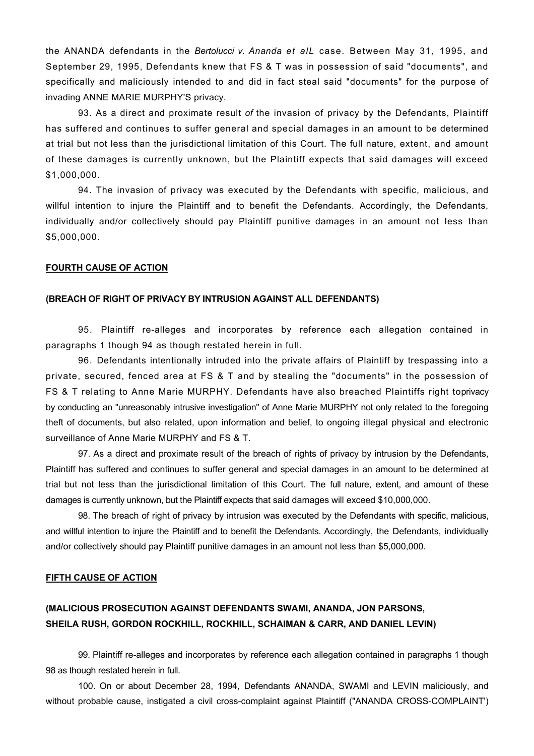the ANANDA defendants in the *Bertolucci v. Ananda et alL* case. Between May 31, 1995, and September 29, 1995, Defendants knew that FS & T was in possession of said "documents", and specifically and maliciously intended to and did in fact steal said "documents" for the purpose of invading ANNE MARIE MURPHY'S privacy.

93. As a direct and proximate result *of* the invasion of privacy by the Defendants, Plaintiff has suffered and continues to suffer general and special damages in an amount to be determined at trial but not less than the jurisdictional limitation of this Court. The full nature, extent, and amount of these damages is currently unknown, but the Plaintiff expects that said damages will exceed $1,000,000.

94. The invasion of privacy was executed by the Defendants with specific, malicious, and willful intention to injure the Plaintiff and to benefit the Defendants. Accordingly, the Defendants, individually and/or collectively should pay Plaintiff punitive damages in an amount not less than $5,000,000.

**FOURTH CAUSE OF ACTION**

**(BREACH OF RIGHT OF PRIVACY BY INTRUSION AGAINST ALL DEFENDANTS)**

95. Plaintiff re-alleges and incorporates by reference each allegation contained in paragraphs 1 though 94 as though restated herein in full.

96. Defendants intentionally intruded into the private affairs of Plaintiff by trespassing into a private, secured, fenced area at FS & T and by stealing the "documents" in the possession of FS & T relating to Anne Marie MURPHY. Defendants have also breached Plaintiffs right toprivacy by conducting an "unreasonably intrusive investigation" of Anne Marie MURPHY not only related to the foregoing theft of documents, but also related, upon information and belief, to ongoing illegal physical and electronic surveillance of Anne Marie MURPHY and FS & T.

97. As a direct and proximate result of the breach of rights of privacy by intrusion by the Defendants, Plaintiff has suffered and continues to suffer general and special damages in an amount to be determined at trial but not less than the jurisdictional limitation of this Court. The full nature, extent, and amount of these damages is currently unknown, but the Plaintiff expects that said damages will exceed $10,000,000.

98. The breach of right of privacy by intrusion was executed by the Defendants with specific, malicious, and willful intention to injure the Plaintiff and to benefit the Defendants. Accordingly, the Defendants, individually and/or collectively should pay Plaintiff punitive damages in an amount not less than $5,000,000.

**FIFTH CAUSE OF ACTION**

**(MALICIOUS PROSECUTION AGAINST DEFENDANTS SWAMI, ANANDA, JON PARSONS, SHEILA RUSH, GORDON ROCKHILL, ROCKHILL, SCHAIMAN & CARR, AND DANIEL LEVIN)**

99. Plaintiff re-alleges and incorporates by reference each allegation contained in paragraphs 1 though 98 as though restated herein in full.

100. On or about December 28, 1994, Defendants ANANDA, SWAMI and LEVIN maliciously, and without probable cause, instigated a civil cross-complaint against Plaintiff ("ANANDA CROSS-COMPLAINT')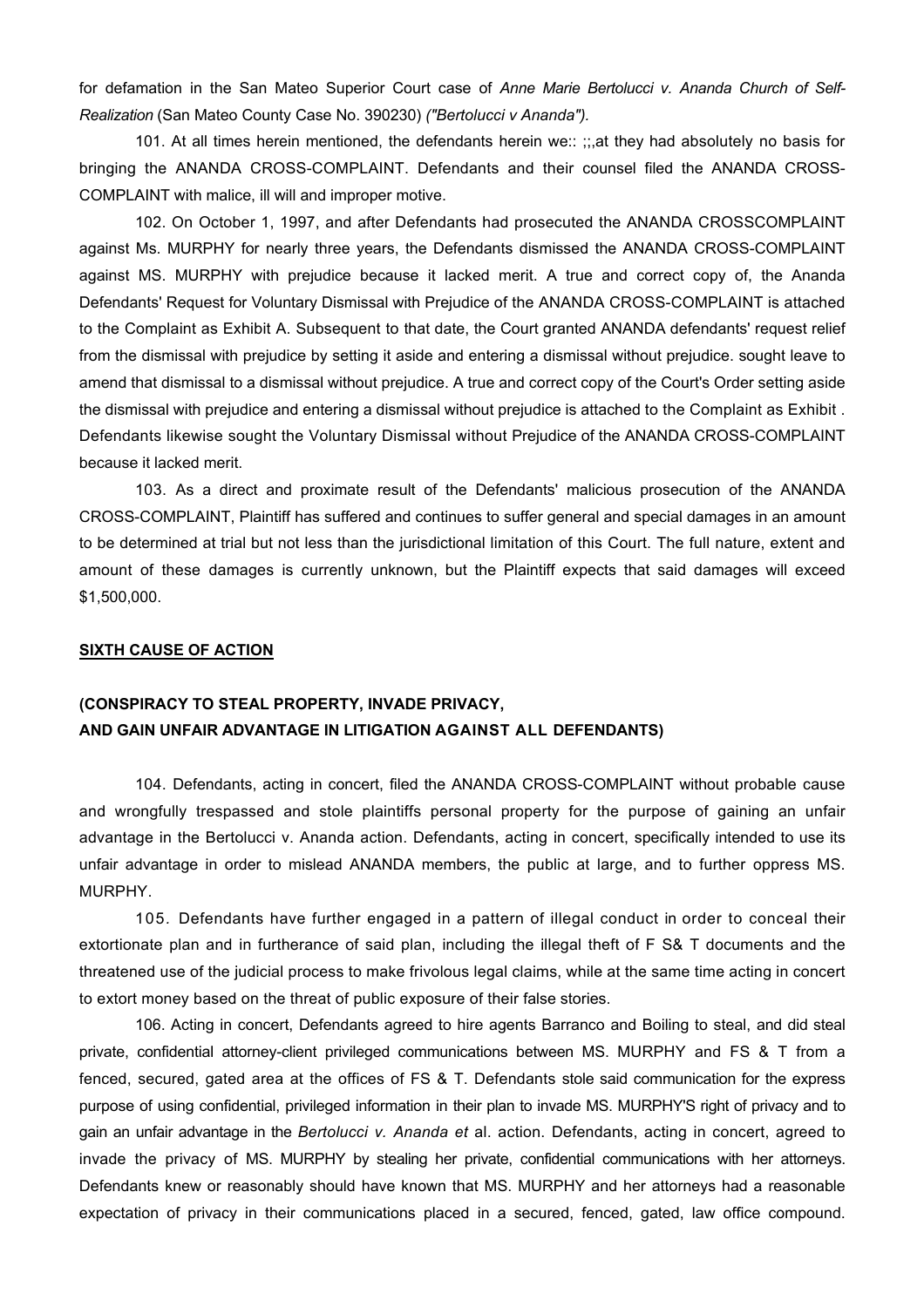for defamation in the San Mateo Superior Court case of *Anne Marie Bertolucci v. Ananda Church of Self-Realization* (San Mateo County Case No. 390230) *("Bertolucci v Ananda").*

101. At all times herein mentioned, the defendants herein we:: ;;,at they had absolutely no basis for bringing the ANANDA CROSS-COMPLAINT. Defendants and their counsel filed the ANANDA CROSS-COMPLAINT with malice, ill will and improper motive.

102. On October 1, 1997, and after Defendants had prosecuted the ANANDA CROSSCOMPLAINT against Ms. MURPHY for nearly three years, the Defendants dismissed the ANANDA CROSS-COMPLAINT against MS. MURPHY with prejudice because it lacked merit. A true and correct copy of, the Ananda Defendants' Request for Voluntary Dismissal with Prejudice of the ANANDA CROSS-COMPLAINT is attached to the Complaint as Exhibit A. Subsequent to that date, the Court granted ANANDA defendants' request relief from the dismissal with prejudice by setting it aside and entering a dismissal without prejudice. sought leave to amend that dismissal to a dismissal without prejudice. A true and correct copy of the Court's Order setting aside the dismissal with prejudice and entering a dismissal without prejudice is attached to the Complaint as Exhibit . Defendants likewise sought the Voluntary Dismissal without Prejudice of the ANANDA CROSS-COMPLAINT because it lacked merit.

103. As a direct and proximate result of the Defendants' malicious prosecution of the ANANDA CROSS-COMPLAINT, Plaintiff has suffered and continues to suffer general and special damages in an amount to be determined at trial but not less than the jurisdictional limitation of this Court. The full nature, extent and amount of these damages is currently unknown, but the Plaintiff expects that said damages will exceed $1,500,000.

**SIXTH CAUSE OF ACTION**

**(CONSPIRACY TO STEAL PROPERTY, INVADE PRIVACY, AND GAIN UNFAIR ADVANTAGE IN LITIGATION AGAINST ALL DEFENDANTS)**

104. Defendants, acting in concert, filed the ANANDA CROSS-COMPLAINT without probable cause and wrongfully trespassed and stole plaintiffs personal property for the purpose of gaining an unfair advantage in the Bertolucci v. Ananda action. Defendants, acting in concert, specifically intended to use its unfair advantage in order to mislead ANANDA members, the public at large, and to further oppress MS. MURPHY.

105. Defendants have further engaged in a pattern of illegal conduct in order to conceal their extortionate plan and in furtherance of said plan, including the illegal theft of F S& T documents and the threatened use of the judicial process to make frivolous legal claims, while at the same time acting in concert to extort money based on the threat of public exposure of their false stories.

106. Acting in concert, Defendants agreed to hire agents Barranco and Boiling to steal, and did steal private, confidential attorney-client privileged communications between MS. MURPHY and FS & T from a fenced, secured, gated area at the offices of FS & T. Defendants stole said communication for the express purpose of using confidential, privileged information in their plan to invade MS. MURPHY'S right of privacy and to gain an unfair advantage in the *Bertolucci v. Ananda et* al. action. Defendants, acting in concert, agreed to invade the privacy of MS. MURPHY by stealing her private, confidential communications with her attorneys. Defendants knew or reasonably should have known that MS. MURPHY and her attorneys had a reasonable expectation of privacy in their communications placed in a secured, fenced, gated, law office compound.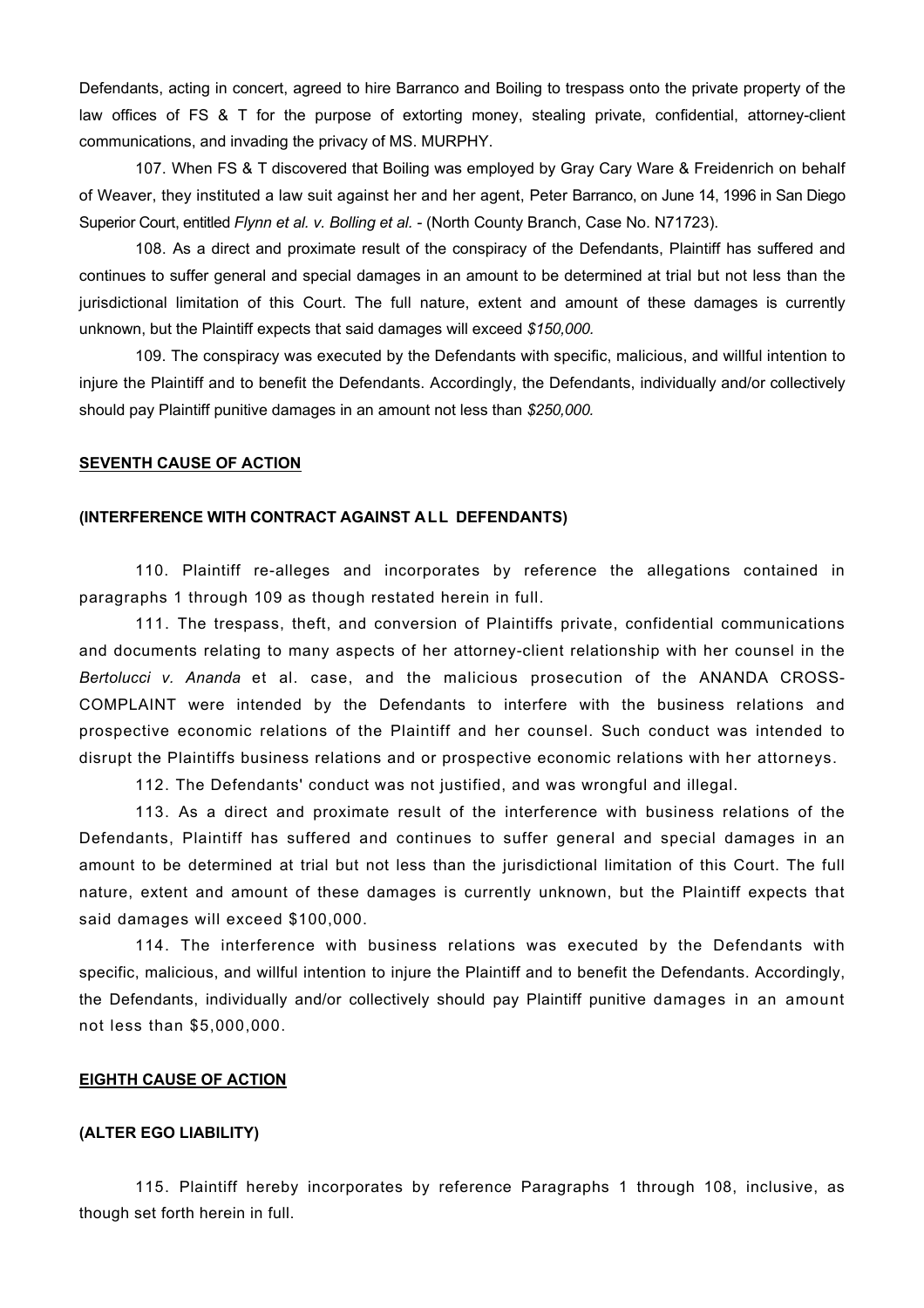Defendants, acting in concert, agreed to hire Barranco and Boiling to trespass onto the private property of the law offices of FS & T for the purpose of extorting money, stealing private, confidential, attorney-client communications, and invading the privacy of MS. MURPHY.

107. When FS & T discovered that Boiling was employed by Gray Cary Ware & Freidenrich on behalf of Weaver, they instituted a law suit against her and her agent, Peter Barranco, on June 14, 1996 in San Diego Superior Court, entitled *Flynn et al. v. Bolling et al.* - (North County Branch, Case No. N71723).

108. As a direct and proximate result of the conspiracy of the Defendants, Plaintiff has suffered and continues to suffer general and special damages in an amount to be determined at trial but not less than the jurisdictional limitation of this Court. The full nature, extent and amount of these damages is currently unknown, but the Plaintiff expects that said damages will exceed *$150,000.*

109. The conspiracy was executed by the Defendants with specific, malicious, and willful intention to injure the Plaintiff and to benefit the Defendants. Accordingly, the Defendants, individually and/or collectively should pay Plaintiff punitive damages in an amount not less than *$250,000.*

**SEVENTH CAUSE OF ACTION**

**(INTERFERENCE WITH CONTRACT AGAINST ALL DEFENDANTS)**

110. Plaintiff re-alleges and incorporates by reference the allegations contained in paragraphs 1 through 109 as though restated herein in full.

111. The trespass, theft, and conversion of Plaintiffs private, confidential communications and documents relating to many aspects of her attorney-client relationship with her counsel in the *Bertolucci v. Ananda* et al. case, and the malicious prosecution of the ANANDA CROSS-COMPLAINT were intended by the Defendants to interfere with the business relations and prospective economic relations of the Plaintiff and her counsel. Such conduct was intended to disrupt the Plaintiffs business relations and or prospective economic relations with her attorneys.

112. The Defendants' conduct was not justified, and was wrongful and illegal.

113. As a direct and proximate result of the interference with business relations of the Defendants, Plaintiff has suffered and continues to suffer general and special damages in an amount to be determined at trial but not less than the jurisdictional limitation of this Court. The full nature, extent and amount of these damages is currently unknown, but the Plaintiff expects that said damages will exceed $100,000.

114. The interference with business relations was executed by the Defendants with specific, malicious, and willful intention to injure the Plaintiff and to benefit the Defendants. Accordingly, the Defendants, individually and/or collectively should pay Plaintiff punitive damages in an amount not less than $5,000,000.

**EIGHTH CAUSE OF ACTION**

**(ALTER EGO LIABILITY)**

115. Plaintiff hereby incorporates by reference Paragraphs 1 through 108, inclusive, as though set forth herein in full.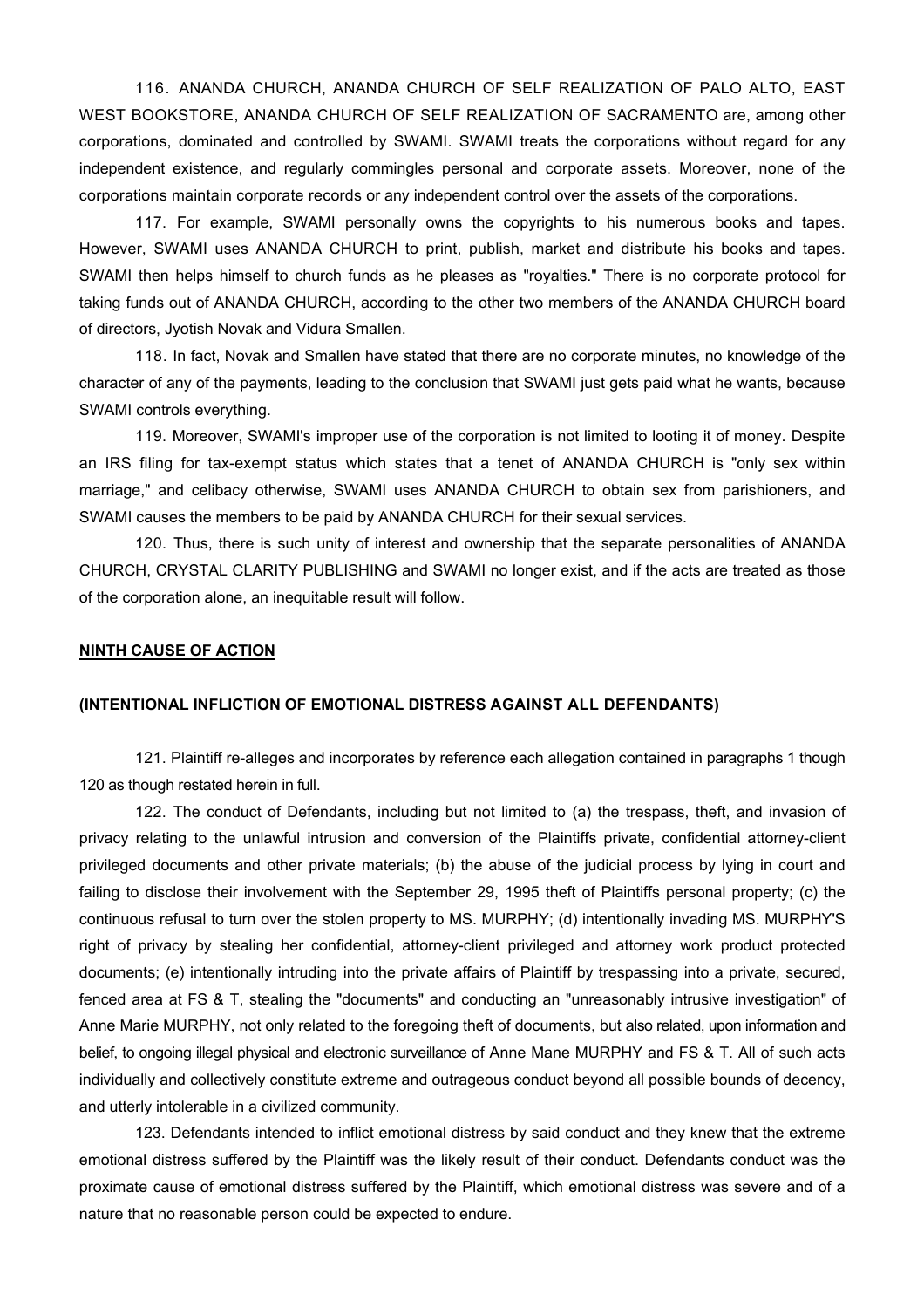116. ANANDA CHURCH, ANANDA CHURCH OF SELF REALIZATION OF PALO ALTO, EAST WEST BOOKSTORE, ANANDA CHURCH OF SELF REALIZATION OF SACRAMENTO are, among other corporations, dominated and controlled by SWAMI. SWAMI treats the corporations without regard for any independent existence, and regularly commingles personal and corporate assets. Moreover, none of the corporations maintain corporate records or any independent control over the assets of the corporations.

117. For example, SWAMI personally owns the copyrights to his numerous books and tapes. However, SWAMI uses ANANDA CHURCH to print, publish, market and distribute his books and tapes. SWAMI then helps himself to church funds as he pleases as "royalties." There is no corporate protocol for taking funds out of ANANDA CHURCH, according to the other two members of the ANANDA CHURCH board of directors, Jyotish Novak and Vidura Smallen.

118. In fact, Novak and Smallen have stated that there are no corporate minutes, no knowledge of the character of any of the payments, leading to the conclusion that SWAMI just gets paid what he wants, because SWAMI controls everything.

119. Moreover, SWAMI's improper use of the corporation is not limited to looting it of money. Despite an IRS filing for tax-exempt status which states that a tenet of ANANDA CHURCH is "only sex within marriage," and celibacy otherwise, SWAMI uses ANANDA CHURCH to obtain sex from parishioners, and SWAMI causes the members to be paid by ANANDA CHURCH for their sexual services.

120. Thus, there is such unity of interest and ownership that the separate personalities of ANANDA CHURCH, CRYSTAL CLARITY PUBLISHING and SWAMI no longer exist, and if the acts are treated as those of the corporation alone, an inequitable result will follow.

**NINTH CAUSE OF ACTION**

**(INTENTIONAL INFLICTION OF EMOTIONAL DISTRESS AGAINST ALL DEFENDANTS)**

121. Plaintiff re-alleges and incorporates by reference each allegation contained in paragraphs 1 though 120 as though restated herein in full.

122. The conduct of Defendants, including but not limited to (a) the trespass, theft, and invasion of privacy relating to the unlawful intrusion and conversion of the Plaintiffs private, confidential attorney-client privileged documents and other private materials; (b) the abuse of the judicial process by lying in court and failing to disclose their involvement with the September 29, 1995 theft of Plaintiffs personal property; (c) the continuous refusal to turn over the stolen property to MS. MURPHY; (d) intentionally invading MS. MURPHY'S right of privacy by stealing her confidential, attorney-client privileged and attorney work product protected documents; (e) intentionally intruding into the private affairs of Plaintiff by trespassing into a private, secured, fenced area at FS & T, stealing the "documents" and conducting an "unreasonably intrusive investigation" of Anne Marie MURPHY, not only related to the foregoing theft of documents, but also related, upon information and belief, to ongoing illegal physical and electronic surveillance of Anne Mane MURPHY and FS & T. All of such acts individually and collectively constitute extreme and outrageous conduct beyond all possible bounds of decency, and utterly intolerable in a civilized community.

123. Defendants intended to inflict emotional distress by said conduct and they knew that the extreme emotional distress suffered by the Plaintiff was the likely result of their conduct. Defendants conduct was the proximate cause of emotional distress suffered by the Plaintiff, which emotional distress was severe and of a nature that no reasonable person could be expected to endure.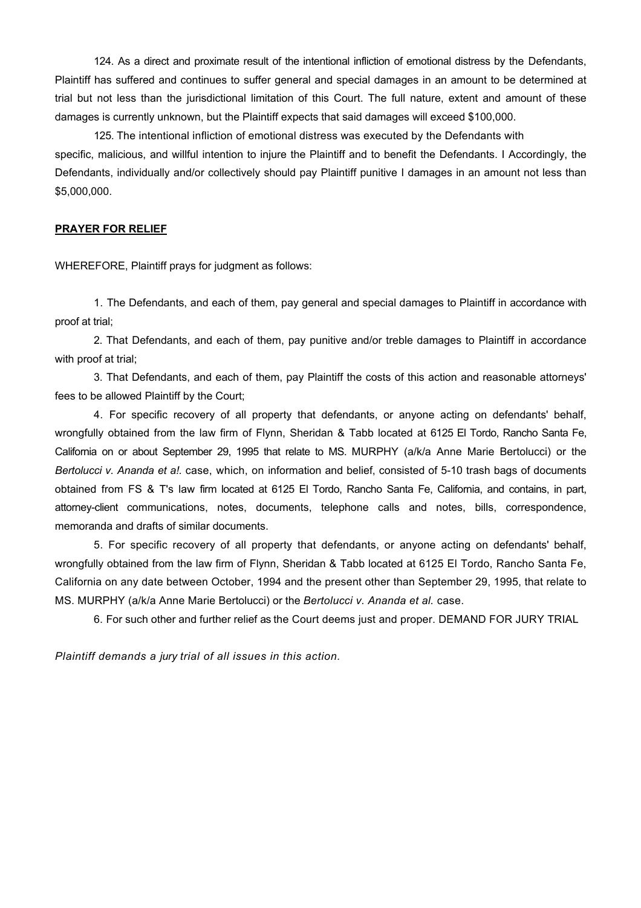124. As a direct and proximate result of the intentional infliction of emotional distress by the Defendants, Plaintiff has suffered and continues to suffer general and special damages in an amount to be determined at trial but not less than the jurisdictional limitation of this Court. The full nature, extent and amount of these damages is currently unknown, but the Plaintiff expects that said damages will exceed $100,000.

125. The intentional infliction of emotional distress was executed by the Defendants with specific, malicious, and willful intention to injure the Plaintiff and to benefit the Defendants. I Accordingly, the Defendants, individually and/or collectively should pay Plaintiff punitive I damages in an amount not less than $5,000,000.

**PRAYER FOR RELIEF**

WHEREFORE, Plaintiff prays for judgment as follows:

1. The Defendants, and each of them, pay general and special damages to Plaintiff in accordance with proof at trial;

2. That Defendants, and each of them, pay punitive and/or treble damages to Plaintiff in accordance with proof at trial;

3. That Defendants, and each of them, pay Plaintiff the costs of this action and reasonable attorneys' fees to be allowed Plaintiff by the Court;

4. For specific recovery of all property that defendants, or anyone acting on defendants' behalf, wrongfully obtained from the law firm of Flynn, Sheridan & Tabb located at 6125 El Tordo, Rancho Santa Fe, California on or about September 29, 1995 that relate to MS. MURPHY (a/k/a Anne Marie Bertolucci) or the *Bertolucci v. Ananda et a!.* case, which, on information and belief, consisted of 5-10 trash bags of documents obtained from FS & T's law firm located at 6125 El Tordo, Rancho Santa Fe, California, and contains, in part, attorney-client communications, notes, documents, telephone calls and notes, bills, correspondence, memoranda and drafts of similar documents.

5. For specific recovery of all property that defendants, or anyone acting on defendants' behalf, wrongfully obtained from the law firm of Flynn, Sheridan & Tabb located at 6125 El Tordo, Rancho Santa Fe, California on any date between October, 1994 and the present other than September 29, 1995, that relate to MS. MURPHY (a/k/a Anne Marie Bertolucci) or the *Bertolucci v. Ananda et al.* case.

6. For such other and further relief as the Court deems just and proper. DEMAND FOR JURY TRIAL

*Plaintiff demands a jury trial of all issues in this action.*